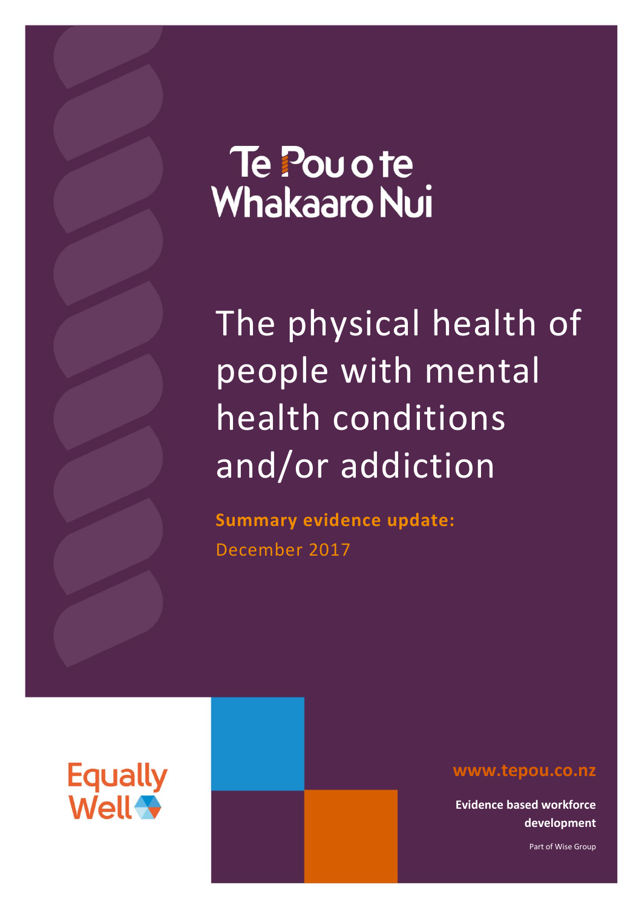Te Pou o te Whakaaro Nui

# The physical health of people with mental health conditions and/or addiction

**Summary evidence update:**

December 2017

Equally Well

www.tepou.co.nz

**Evidence based workforce development**

Part of Wise Group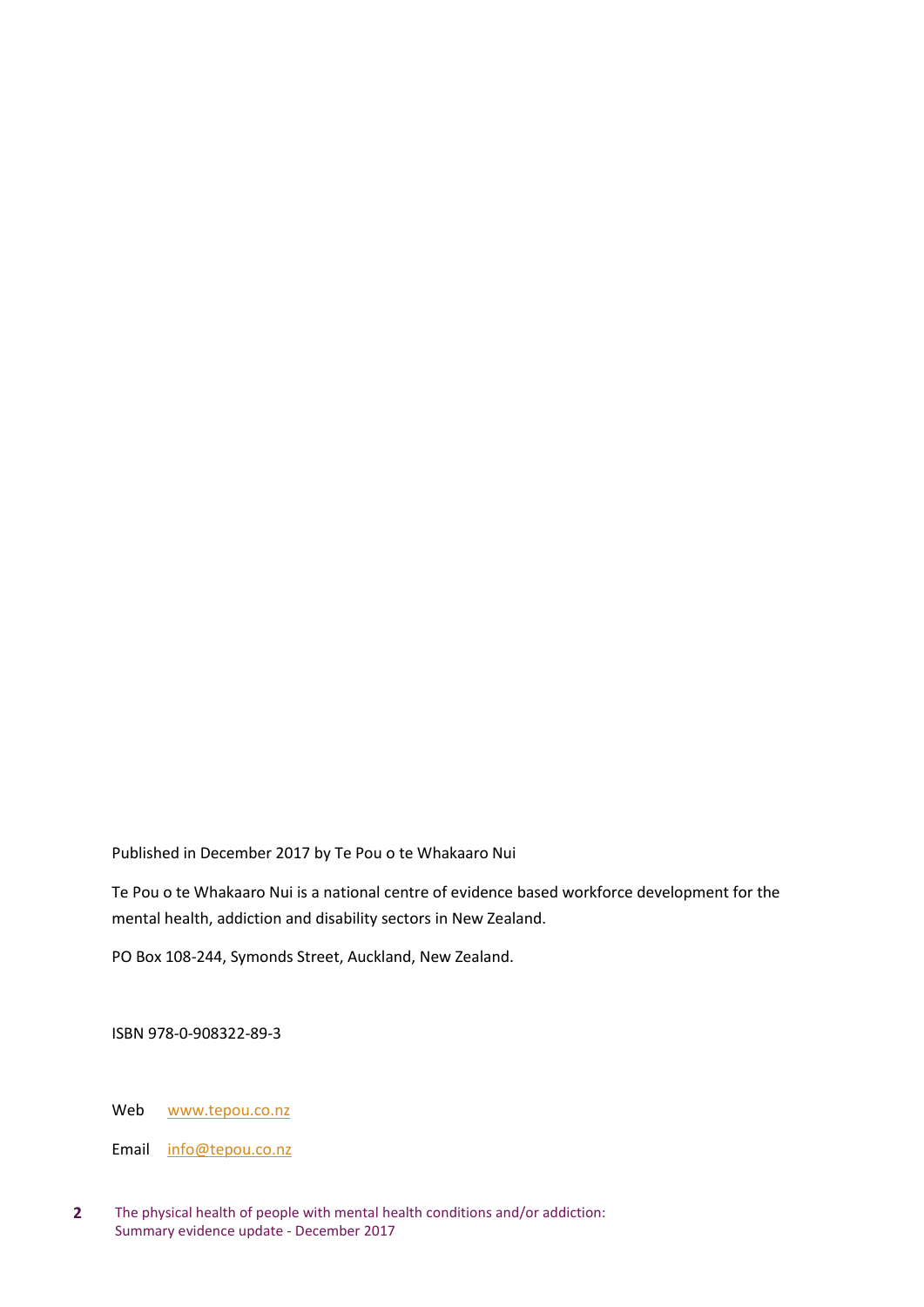Published in December 2017 by Te Pou o te Whakaaro Nui

Te Pou o te Whakaaro Nui is a national centre of evidence based workforce development for the mental health, addiction and disability sectors in New Zealand.

PO Box 108-244, Symonds Street, Auckland, New Zealand.

ISBN 978-0-908322-89-3

Web www.tepou.co.nz

Email info@tepou.co.nz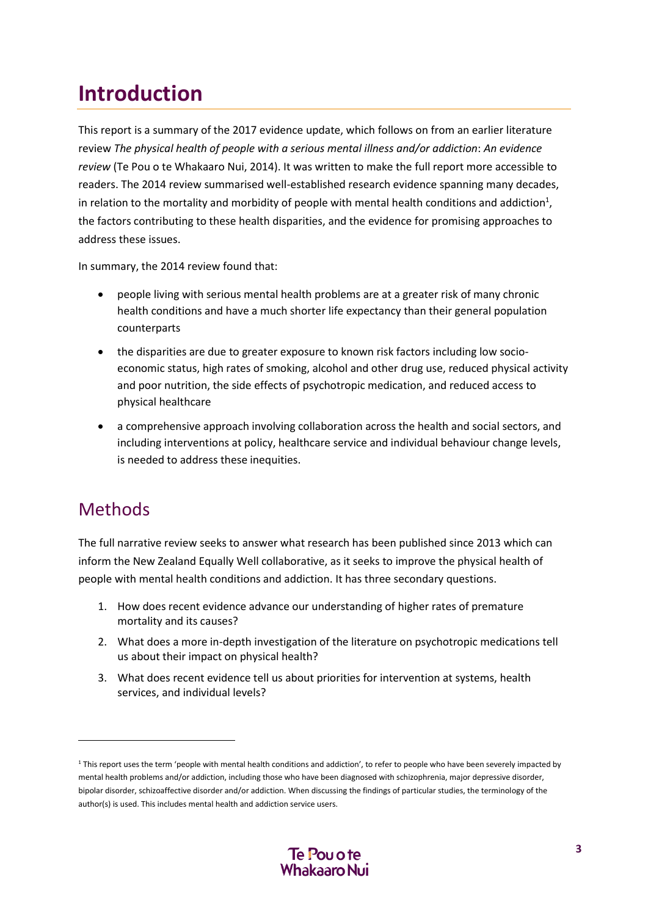# Introduction

This report is a summary of the 2017 evidence update, which follows on from an earlier literature review *The physical health of people with a serious mental illness and/or addiction*: *An evidence review* (Te Pou o te Whakaaro Nui, 2014). It was written to make the full report more accessible to readers. The 2014 review summarised well-established research evidence spanning many decades, in relation to the mortality and morbidity of people with mental health conditions and addiction[1], the factors contributing to these health disparities, and the evidence for promising approaches to address these issues.

In summary, the 2014 review found that:

- people living with serious mental health problems are at a greater risk of many chronic health conditions and have a much shorter life expectancy than their general population counterparts
- the disparities are due to greater exposure to known risk factors including low socio-economic status, high rates of smoking, alcohol and other drug use, reduced physical activity and poor nutrition, the side effects of psychotropic medication, and reduced access to physical healthcare
- a comprehensive approach involving collaboration across the health and social sectors, and including interventions at policy, healthcare service and individual behaviour change levels, is needed to address these inequities.

## Methods

The full narrative review seeks to answer what research has been published since 2013 which can inform the New Zealand Equally Well collaborative, as it seeks to improve the physical health of people with mental health conditions and addiction. It has three secondary questions.

1. How does recent evidence advance our understanding of higher rates of premature mortality and its causes?
2. What does a more in-depth investigation of the literature on psychotropic medications tell us about their impact on physical health?
3. What does recent evidence tell us about priorities for intervention at systems, health services, and individual levels?

[1] This report uses the term 'people with mental health conditions and addiction', to refer to people who have been severely impacted by mental health problems and/or addiction, including those who have been diagnosed with schizophrenia, major depressive disorder, bipolar disorder, schizoaffective disorder and/or addiction. When discussing the findings of particular studies, the terminology of the author(s) is used. This includes mental health and addiction service users.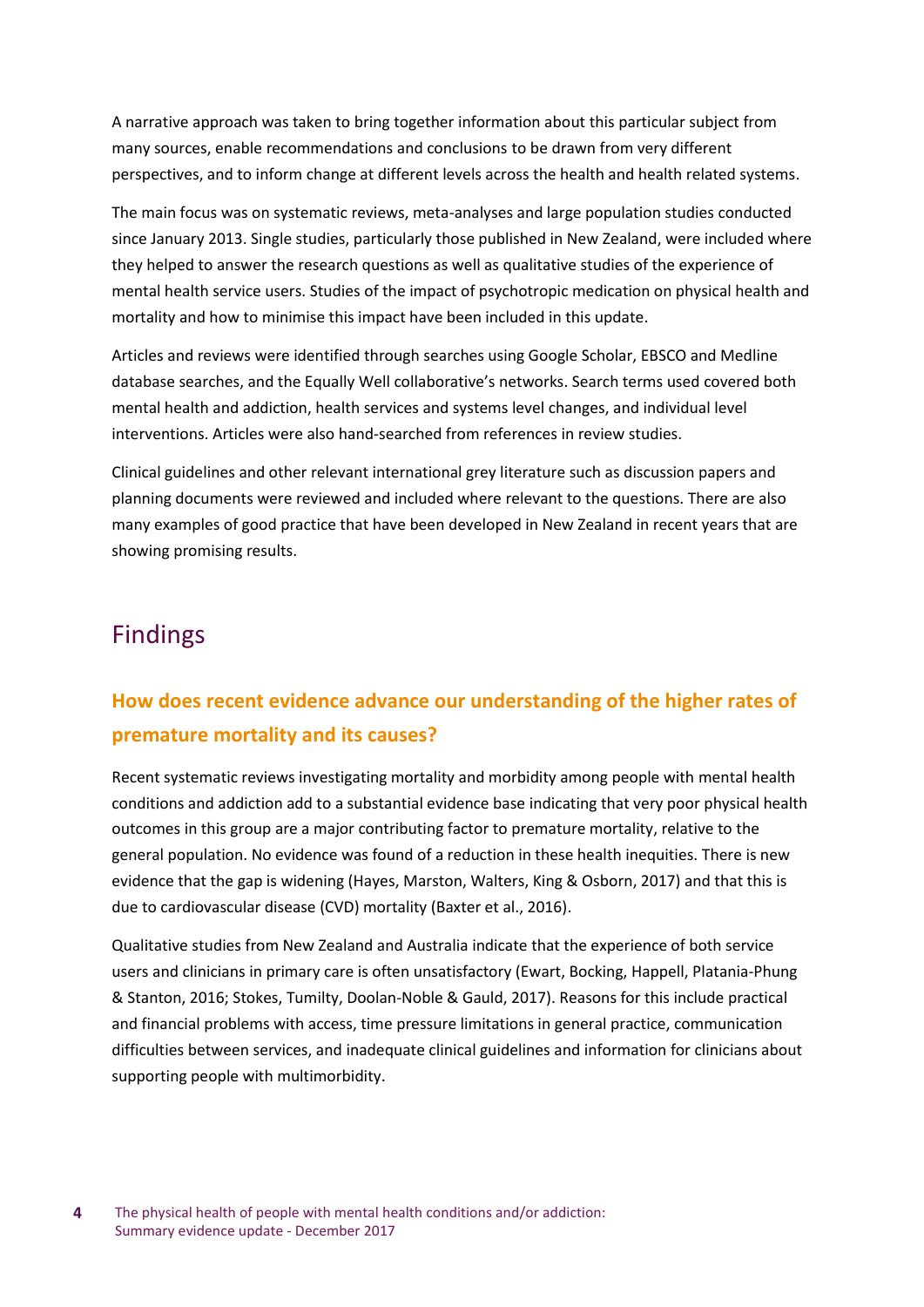A narrative approach was taken to bring together information about this particular subject from many sources, enable recommendations and conclusions to be drawn from very different perspectives, and to inform change at different levels across the health and health related systems.

The main focus was on systematic reviews, meta-analyses and large population studies conducted since January 2013. Single studies, particularly those published in New Zealand, were included where they helped to answer the research questions as well as qualitative studies of the experience of mental health service users. Studies of the impact of psychotropic medication on physical health and mortality and how to minimise this impact have been included in this update.

Articles and reviews were identified through searches using Google Scholar, EBSCO and Medline database searches, and the Equally Well collaborative's networks. Search terms used covered both mental health and addiction, health services and systems level changes, and individual level interventions. Articles were also hand-searched from references in review studies.

Clinical guidelines and other relevant international grey literature such as discussion papers and planning documents were reviewed and included where relevant to the questions. There are also many examples of good practice that have been developed in New Zealand in recent years that are showing promising results.

## Findings

### How does recent evidence advance our understanding of the higher rates of premature mortality and its causes?

Recent systematic reviews investigating mortality and morbidity among people with mental health conditions and addiction add to a substantial evidence base indicating that very poor physical health outcomes in this group are a major contributing factor to premature mortality, relative to the general population. No evidence was found of a reduction in these health inequities. There is new evidence that the gap is widening (Hayes, Marston, Walters, King & Osborn, 2017) and that this is due to cardiovascular disease (CVD) mortality (Baxter et al., 2016).

Qualitative studies from New Zealand and Australia indicate that the experience of both service users and clinicians in primary care is often unsatisfactory (Ewart, Bocking, Happell, Platania-Phung & Stanton, 2016; Stokes, Tumilty, Doolan-Noble & Gauld, 2017). Reasons for this include practical and financial problems with access, time pressure limitations in general practice, communication difficulties between services, and inadequate clinical guidelines and information for clinicians about supporting people with multimorbidity.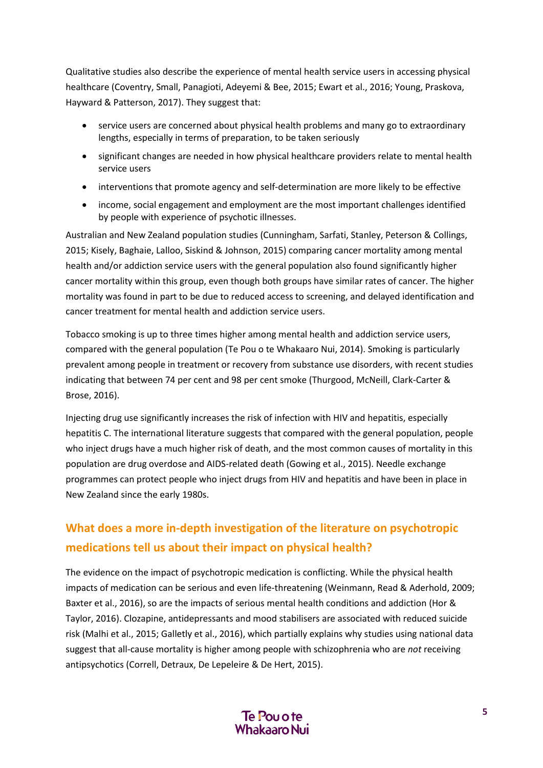Qualitative studies also describe the experience of mental health service users in accessing physical healthcare (Coventry, Small, Panagioti, Adeyemi & Bee, 2015; Ewart et al., 2016; Young, Praskova, Hayward & Patterson, 2017). They suggest that:

- service users are concerned about physical health problems and many go to extraordinary lengths, especially in terms of preparation, to be taken seriously
- significant changes are needed in how physical healthcare providers relate to mental health service users
- interventions that promote agency and self-determination are more likely to be effective
- income, social engagement and employment are the most important challenges identified by people with experience of psychotic illnesses.

Australian and New Zealand population studies (Cunningham, Sarfati, Stanley, Peterson & Collings, 2015; Kisely, Baghaie, Lalloo, Siskind & Johnson, 2015) comparing cancer mortality among mental health and/or addiction service users with the general population also found significantly higher cancer mortality within this group, even though both groups have similar rates of cancer. The higher mortality was found in part to be due to reduced access to screening, and delayed identification and cancer treatment for mental health and addiction service users.

Tobacco smoking is up to three times higher among mental health and addiction service users, compared with the general population (Te Pou o te Whakaaro Nui, 2014). Smoking is particularly prevalent among people in treatment or recovery from substance use disorders, with recent studies indicating that between 74 per cent and 98 per cent smoke (Thurgood, McNeill, Clark-Carter & Brose, 2016).

Injecting drug use significantly increases the risk of infection with HIV and hepatitis, especially hepatitis C. The international literature suggests that compared with the general population, people who inject drugs have a much higher risk of death, and the most common causes of mortality in this population are drug overdose and AIDS-related death (Gowing et al., 2015). Needle exchange programmes can protect people who inject drugs from HIV and hepatitis and have been in place in New Zealand since the early 1980s.

## What does a more in-depth investigation of the literature on psychotropic medications tell us about their impact on physical health?

The evidence on the impact of psychotropic medication is conflicting. While the physical health impacts of medication can be serious and even life-threatening (Weinmann, Read & Aderhold, 2009; Baxter et al., 2016), so are the impacts of serious mental health conditions and addiction (Hor & Taylor, 2016). Clozapine, antidepressants and mood stabilisers are associated with reduced suicide risk (Malhi et al., 2015; Galletly et al., 2016), which partially explains why studies using national data suggest that all-cause mortality is higher among people with schizophrenia who are *not* receiving antipsychotics (Correll, Detraux, De Lepeleire & De Hert, 2015).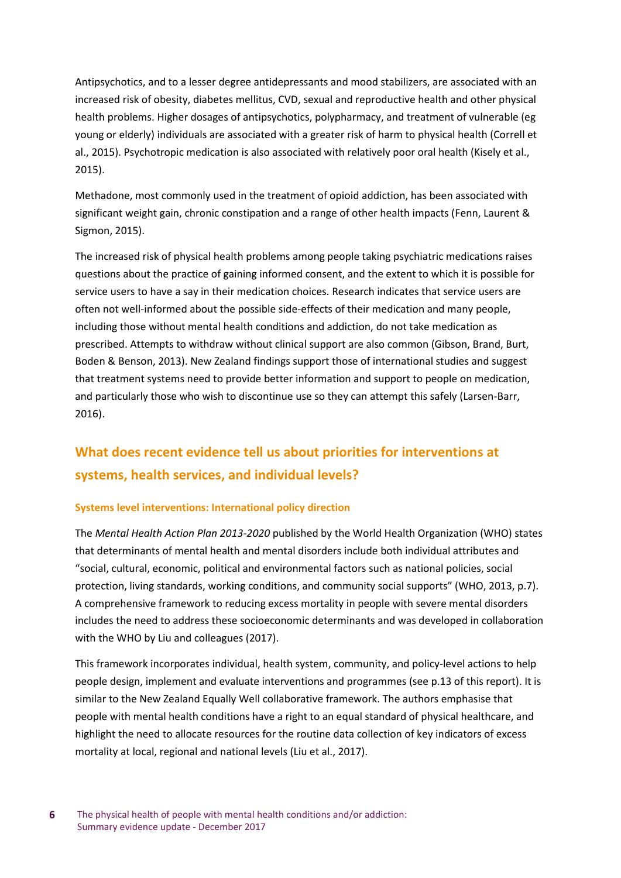Antipsychotics, and to a lesser degree antidepressants and mood stabilizers, are associated with an increased risk of obesity, diabetes mellitus, CVD, sexual and reproductive health and other physical health problems. Higher dosages of antipsychotics, polypharmacy, and treatment of vulnerable (eg young or elderly) individuals are associated with a greater risk of harm to physical health (Correll et al., 2015). Psychotropic medication is also associated with relatively poor oral health (Kisely et al., 2015).

Methadone, most commonly used in the treatment of opioid addiction, has been associated with significant weight gain, chronic constipation and a range of other health impacts (Fenn, Laurent & Sigmon, 2015).

The increased risk of physical health problems among people taking psychiatric medications raises questions about the practice of gaining informed consent, and the extent to which it is possible for service users to have a say in their medication choices. Research indicates that service users are often not well-informed about the possible side-effects of their medication and many people, including those without mental health conditions and addiction, do not take medication as prescribed. Attempts to withdraw without clinical support are also common (Gibson, Brand, Burt, Boden & Benson, 2013). New Zealand findings support those of international studies and suggest that treatment systems need to provide better information and support to people on medication, and particularly those who wish to discontinue use so they can attempt this safely (Larsen-Barr, 2016).

## What does recent evidence tell us about priorities for interventions at systems, health services, and individual levels?

### Systems level interventions: International policy direction

The *Mental Health Action Plan 2013-2020* published by the World Health Organization (WHO) states that determinants of mental health and mental disorders include both individual attributes and "social, cultural, economic, political and environmental factors such as national policies, social protection, living standards, working conditions, and community social supports" (WHO, 2013, p.7). A comprehensive framework to reducing excess mortality in people with severe mental disorders includes the need to address these socioeconomic determinants and was developed in collaboration with the WHO by Liu and colleagues (2017).

This framework incorporates individual, health system, community, and policy-level actions to help people design, implement and evaluate interventions and programmes (see p.13 of this report). It is similar to the New Zealand Equally Well collaborative framework. The authors emphasise that people with mental health conditions have a right to an equal standard of physical healthcare, and highlight the need to allocate resources for the routine data collection of key indicators of excess mortality at local, regional and national levels (Liu et al., 2017).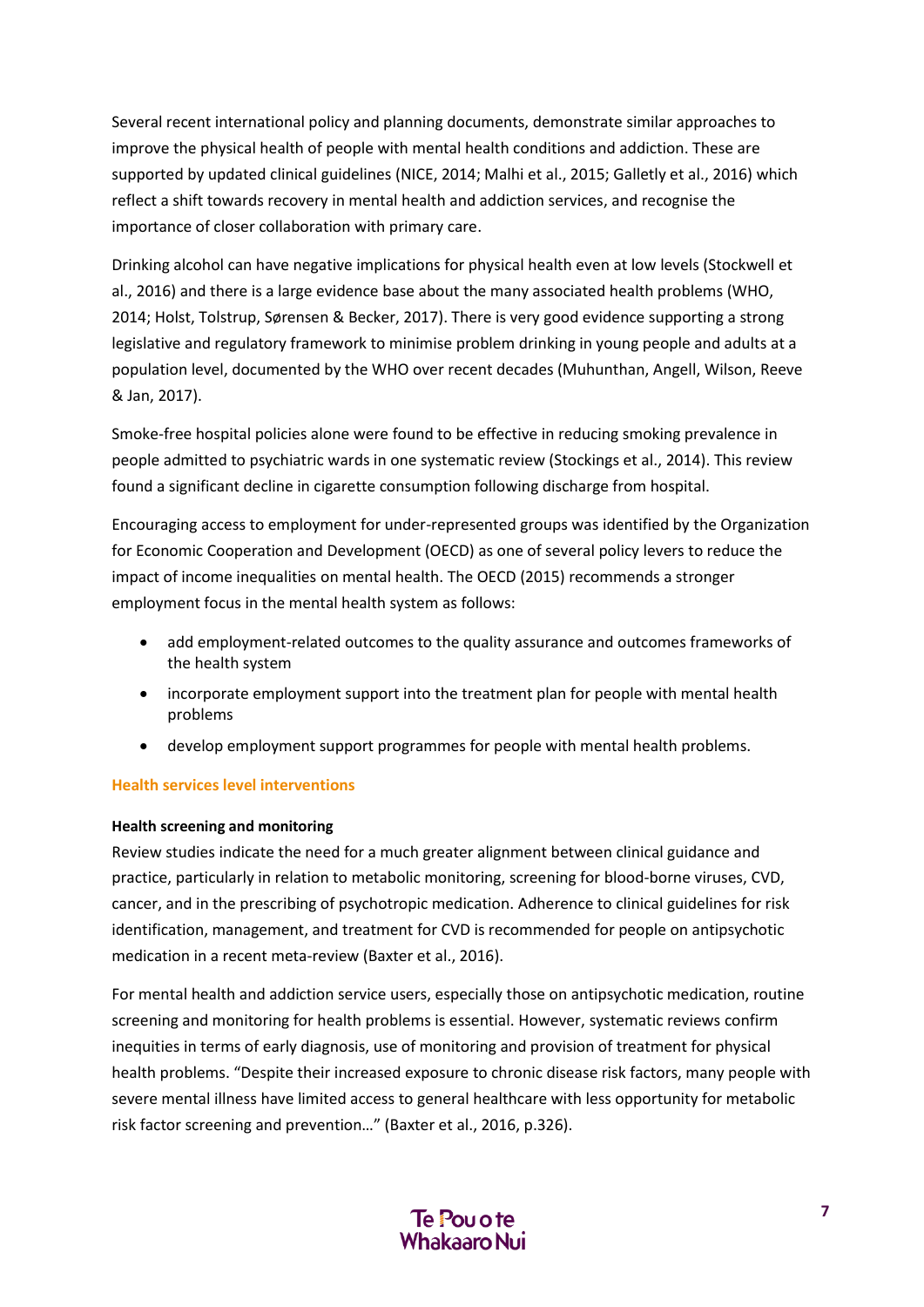Several recent international policy and planning documents, demonstrate similar approaches to improve the physical health of people with mental health conditions and addiction. These are supported by updated clinical guidelines (NICE, 2014; Malhi et al., 2015; Galletly et al., 2016) which reflect a shift towards recovery in mental health and addiction services, and recognise the importance of closer collaboration with primary care.

Drinking alcohol can have negative implications for physical health even at low levels (Stockwell et al., 2016) and there is a large evidence base about the many associated health problems (WHO, 2014; Holst, Tolstrup, Sørensen & Becker, 2017). There is very good evidence supporting a strong legislative and regulatory framework to minimise problem drinking in young people and adults at a population level, documented by the WHO over recent decades (Muhunthan, Angell, Wilson, Reeve & Jan, 2017).

Smoke-free hospital policies alone were found to be effective in reducing smoking prevalence in people admitted to psychiatric wards in one systematic review (Stockings et al., 2014). This review found a significant decline in cigarette consumption following discharge from hospital.

Encouraging access to employment for under-represented groups was identified by the Organization for Economic Cooperation and Development (OECD) as one of several policy levers to reduce the impact of income inequalities on mental health. The OECD (2015) recommends a stronger employment focus in the mental health system as follows:

- add employment-related outcomes to the quality assurance and outcomes frameworks of the health system
- incorporate employment support into the treatment plan for people with mental health problems
- develop employment support programmes for people with mental health problems.

### Health services level interventions

#### Health screening and monitoring

Review studies indicate the need for a much greater alignment between clinical guidance and practice, particularly in relation to metabolic monitoring, screening for blood-borne viruses, CVD, cancer, and in the prescribing of psychotropic medication. Adherence to clinical guidelines for risk identification, management, and treatment for CVD is recommended for people on antipsychotic medication in a recent meta-review (Baxter et al., 2016).

For mental health and addiction service users, especially those on antipsychotic medication, routine screening and monitoring for health problems is essential. However, systematic reviews confirm inequities in terms of early diagnosis, use of monitoring and provision of treatment for physical health problems. "Despite their increased exposure to chronic disease risk factors, many people with severe mental illness have limited access to general healthcare with less opportunity for metabolic risk factor screening and prevention…" (Baxter et al., 2016, p.326).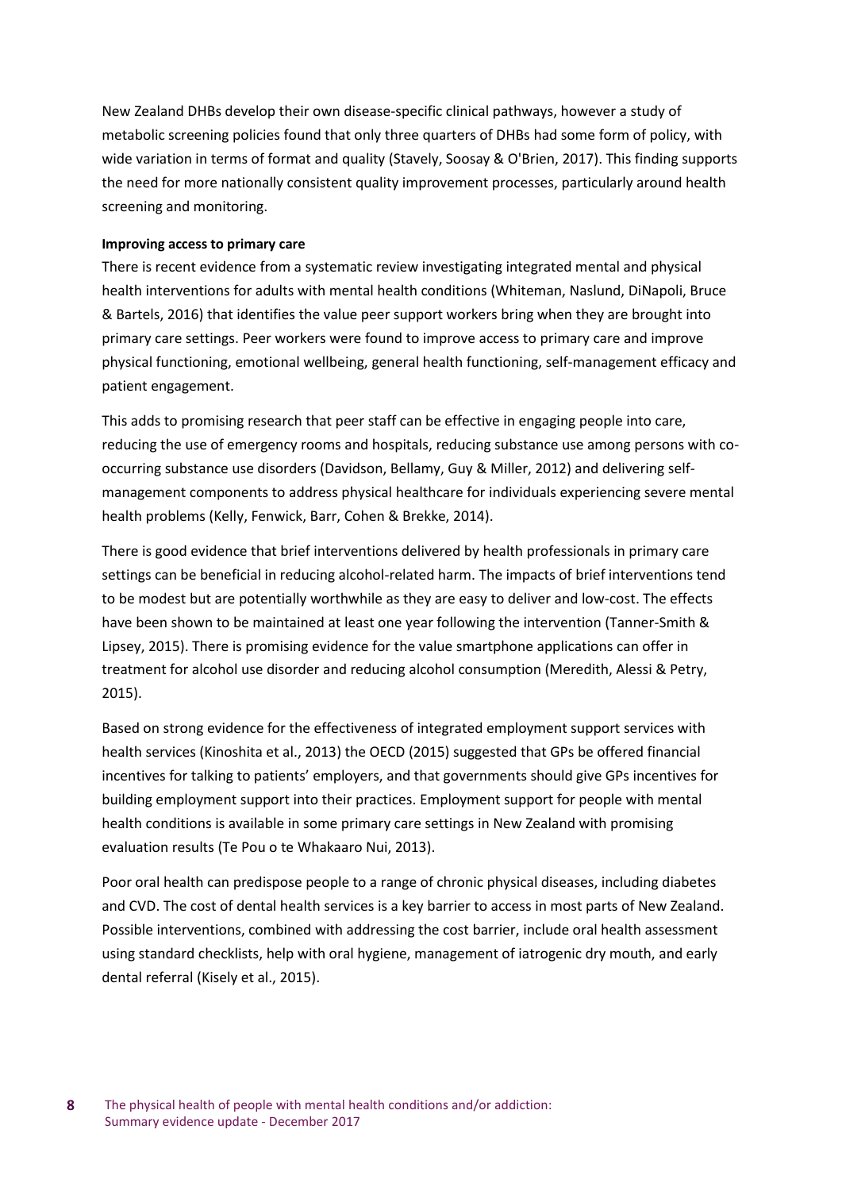New Zealand DHBs develop their own disease-specific clinical pathways, however a study of metabolic screening policies found that only three quarters of DHBs had some form of policy, with wide variation in terms of format and quality (Stavely, Soosay & O'Brien, 2017). This finding supports the need for more nationally consistent quality improvement processes, particularly around health screening and monitoring.

**Improving access to primary care**

There is recent evidence from a systematic review investigating integrated mental and physical health interventions for adults with mental health conditions (Whiteman, Naslund, DiNapoli, Bruce & Bartels, 2016) that identifies the value peer support workers bring when they are brought into primary care settings. Peer workers were found to improve access to primary care and improve physical functioning, emotional wellbeing, general health functioning, self-management efficacy and patient engagement.

This adds to promising research that peer staff can be effective in engaging people into care, reducing the use of emergency rooms and hospitals, reducing substance use among persons with co-occurring substance use disorders (Davidson, Bellamy, Guy & Miller, 2012) and delivering self-management components to address physical healthcare for individuals experiencing severe mental health problems (Kelly, Fenwick, Barr, Cohen & Brekke, 2014).

There is good evidence that brief interventions delivered by health professionals in primary care settings can be beneficial in reducing alcohol-related harm. The impacts of brief interventions tend to be modest but are potentially worthwhile as they are easy to deliver and low-cost. The effects have been shown to be maintained at least one year following the intervention (Tanner-Smith & Lipsey, 2015). There is promising evidence for the value smartphone applications can offer in treatment for alcohol use disorder and reducing alcohol consumption (Meredith, Alessi & Petry, 2015).

Based on strong evidence for the effectiveness of integrated employment support services with health services (Kinoshita et al., 2013) the OECD (2015) suggested that GPs be offered financial incentives for talking to patients' employers, and that governments should give GPs incentives for building employment support into their practices. Employment support for people with mental health conditions is available in some primary care settings in New Zealand with promising evaluation results (Te Pou o te Whakaaro Nui, 2013).

Poor oral health can predispose people to a range of chronic physical diseases, including diabetes and CVD. The cost of dental health services is a key barrier to access in most parts of New Zealand. Possible interventions, combined with addressing the cost barrier, include oral health assessment using standard checklists, help with oral hygiene, management of iatrogenic dry mouth, and early dental referral (Kisely et al., 2015).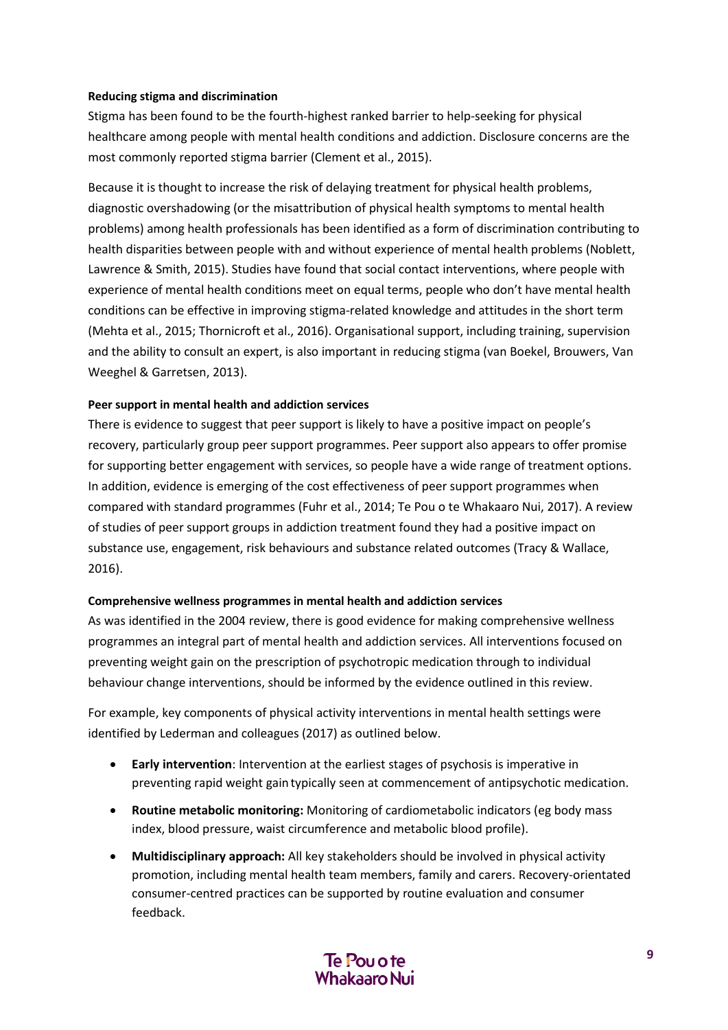**Reducing stigma and discrimination**

Stigma has been found to be the fourth-highest ranked barrier to help-seeking for physical healthcare among people with mental health conditions and addiction. Disclosure concerns are the most commonly reported stigma barrier (Clement et al., 2015).

Because it is thought to increase the risk of delaying treatment for physical health problems, diagnostic overshadowing (or the misattribution of physical health symptoms to mental health problems) among health professionals has been identified as a form of discrimination contributing to health disparities between people with and without experience of mental health problems (Noblett, Lawrence & Smith, 2015). Studies have found that social contact interventions, where people with experience of mental health conditions meet on equal terms, people who don't have mental health conditions can be effective in improving stigma-related knowledge and attitudes in the short term (Mehta et al., 2015; Thornicroft et al., 2016). Organisational support, including training, supervision and the ability to consult an expert, is also important in reducing stigma (van Boekel, Brouwers, Van Weeghel & Garretsen, 2013).

**Peer support in mental health and addiction services**

There is evidence to suggest that peer support is likely to have a positive impact on people's recovery, particularly group peer support programmes. Peer support also appears to offer promise for supporting better engagement with services, so people have a wide range of treatment options. In addition, evidence is emerging of the cost effectiveness of peer support programmes when compared with standard programmes (Fuhr et al., 2014; Te Pou o te Whakaaro Nui, 2017). A review of studies of peer support groups in addiction treatment found they had a positive impact on substance use, engagement, risk behaviours and substance related outcomes (Tracy & Wallace, 2016).

**Comprehensive wellness programmes in mental health and addiction services**

As was identified in the 2004 review, there is good evidence for making comprehensive wellness programmes an integral part of mental health and addiction services. All interventions focused on preventing weight gain on the prescription of psychotropic medication through to individual behaviour change interventions, should be informed by the evidence outlined in this review.

For example, key components of physical activity interventions in mental health settings were identified by Lederman and colleagues (2017) as outlined below.

- **Early intervention**: Intervention at the earliest stages of psychosis is imperative in preventing rapid weight gain typically seen at commencement of antipsychotic medication.
- **Routine metabolic monitoring:** Monitoring of cardiometabolic indicators (eg body mass index, blood pressure, waist circumference and metabolic blood profile).
- **Multidisciplinary approach:** All key stakeholders should be involved in physical activity promotion, including mental health team members, family and carers. Recovery-orientated consumer-centred practices can be supported by routine evaluation and consumer feedback.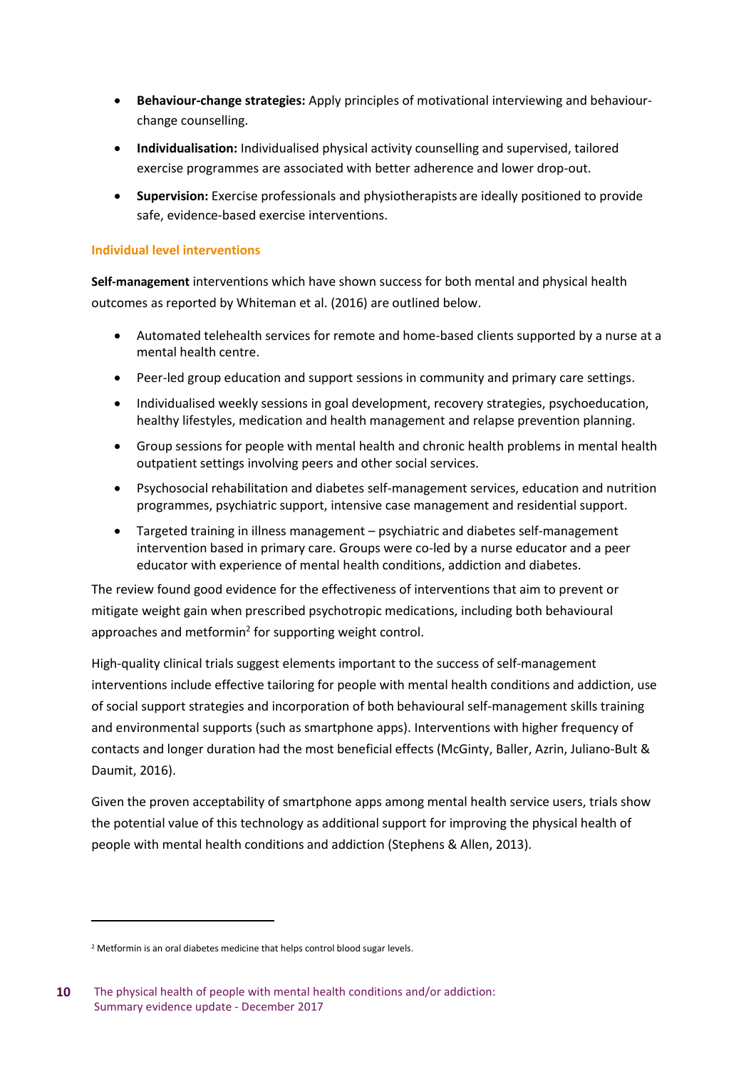- **Behaviour-change strategies:** Apply principles of motivational interviewing and behaviour-change counselling.
- **Individualisation:** Individualised physical activity counselling and supervised, tailored exercise programmes are associated with better adherence and lower drop-out.
- **Supervision:** Exercise professionals and physiotherapists are ideally positioned to provide safe, evidence-based exercise interventions.

### Individual level interventions

**Self-management** interventions which have shown success for both mental and physical health outcomes as reported by Whiteman et al. (2016) are outlined below.

- Automated telehealth services for remote and home-based clients supported by a nurse at a mental health centre.
- Peer-led group education and support sessions in community and primary care settings.
- Individualised weekly sessions in goal development, recovery strategies, psychoeducation, healthy lifestyles, medication and health management and relapse prevention planning.
- Group sessions for people with mental health and chronic health problems in mental health outpatient settings involving peers and other social services.
- Psychosocial rehabilitation and diabetes self-management services, education and nutrition programmes, psychiatric support, intensive case management and residential support.
- Targeted training in illness management – psychiatric and diabetes self-management intervention based in primary care. Groups were co-led by a nurse educator and a peer educator with experience of mental health conditions, addiction and diabetes.

The review found good evidence for the effectiveness of interventions that aim to prevent or mitigate weight gain when prescribed psychotropic medications, including both behavioural approaches and metformin[2] for supporting weight control.

High-quality clinical trials suggest elements important to the success of self-management interventions include effective tailoring for people with mental health conditions and addiction, use of social support strategies and incorporation of both behavioural self-management skills training and environmental supports (such as smartphone apps). Interventions with higher frequency of contacts and longer duration had the most beneficial effects (McGinty, Baller, Azrin, Juliano-Bult & Daumit, 2016).

Given the proven acceptability of smartphone apps among mental health service users, trials show the potential value of this technology as additional support for improving the physical health of people with mental health conditions and addiction (Stephens & Allen, 2013).

[2] Metformin is an oral diabetes medicine that helps control blood sugar levels.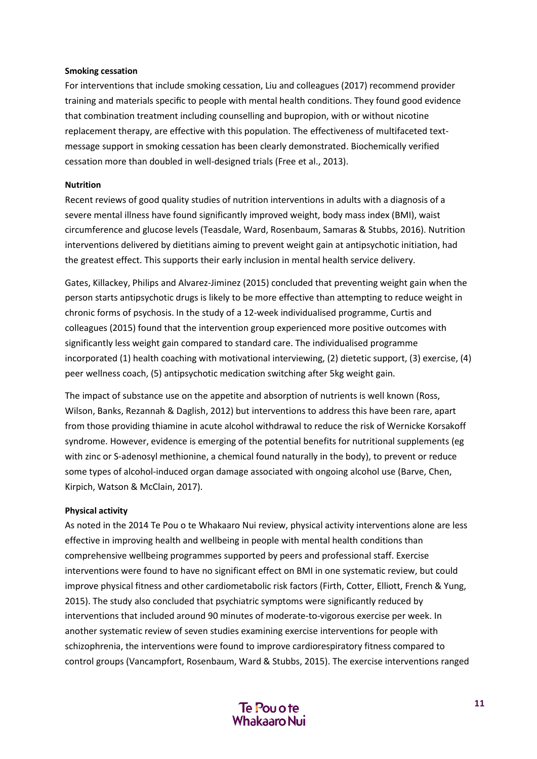**Smoking cessation**

For interventions that include smoking cessation, Liu and colleagues (2017) recommend provider training and materials specific to people with mental health conditions. They found good evidence that combination treatment including counselling and bupropion, with or without nicotine replacement therapy, are effective with this population. The effectiveness of multifaceted text-message support in smoking cessation has been clearly demonstrated. Biochemically verified cessation more than doubled in well-designed trials (Free et al., 2013).

**Nutrition**

Recent reviews of good quality studies of nutrition interventions in adults with a diagnosis of a severe mental illness have found significantly improved weight, body mass index (BMI), waist circumference and glucose levels (Teasdale, Ward, Rosenbaum, Samaras & Stubbs, 2016). Nutrition interventions delivered by dietitians aiming to prevent weight gain at antipsychotic initiation, had the greatest effect. This supports their early inclusion in mental health service delivery.

Gates, Killackey, Philips and Alvarez-Jiminez (2015) concluded that preventing weight gain when the person starts antipsychotic drugs is likely to be more effective than attempting to reduce weight in chronic forms of psychosis. In the study of a 12-week individualised programme, Curtis and colleagues (2015) found that the intervention group experienced more positive outcomes with significantly less weight gain compared to standard care. The individualised programme incorporated (1) health coaching with motivational interviewing, (2) dietetic support, (3) exercise, (4) peer wellness coach, (5) antipsychotic medication switching after 5kg weight gain.

The impact of substance use on the appetite and absorption of nutrients is well known (Ross, Wilson, Banks, Rezannah & Daglish, 2012) but interventions to address this have been rare, apart from those providing thiamine in acute alcohol withdrawal to reduce the risk of Wernicke Korsakoff syndrome. However, evidence is emerging of the potential benefits for nutritional supplements (eg with zinc or S-adenosyl methionine, a chemical found naturally in the body), to prevent or reduce some types of alcohol-induced organ damage associated with ongoing alcohol use (Barve, Chen, Kirpich, Watson & McClain, 2017).

**Physical activity**

As noted in the 2014 Te Pou o te Whakaaro Nui review, physical activity interventions alone are less effective in improving health and wellbeing in people with mental health conditions than comprehensive wellbeing programmes supported by peers and professional staff. Exercise interventions were found to have no significant effect on BMI in one systematic review, but could improve physical fitness and other cardiometabolic risk factors (Firth, Cotter, Elliott, French & Yung, 2015). The study also concluded that psychiatric symptoms were significantly reduced by interventions that included around 90 minutes of moderate-to-vigorous exercise per week. In another systematic review of seven studies examining exercise interventions for people with schizophrenia, the interventions were found to improve cardiorespiratory fitness compared to control groups (Vancampfort, Rosenbaum, Ward & Stubbs, 2015). The exercise interventions ranged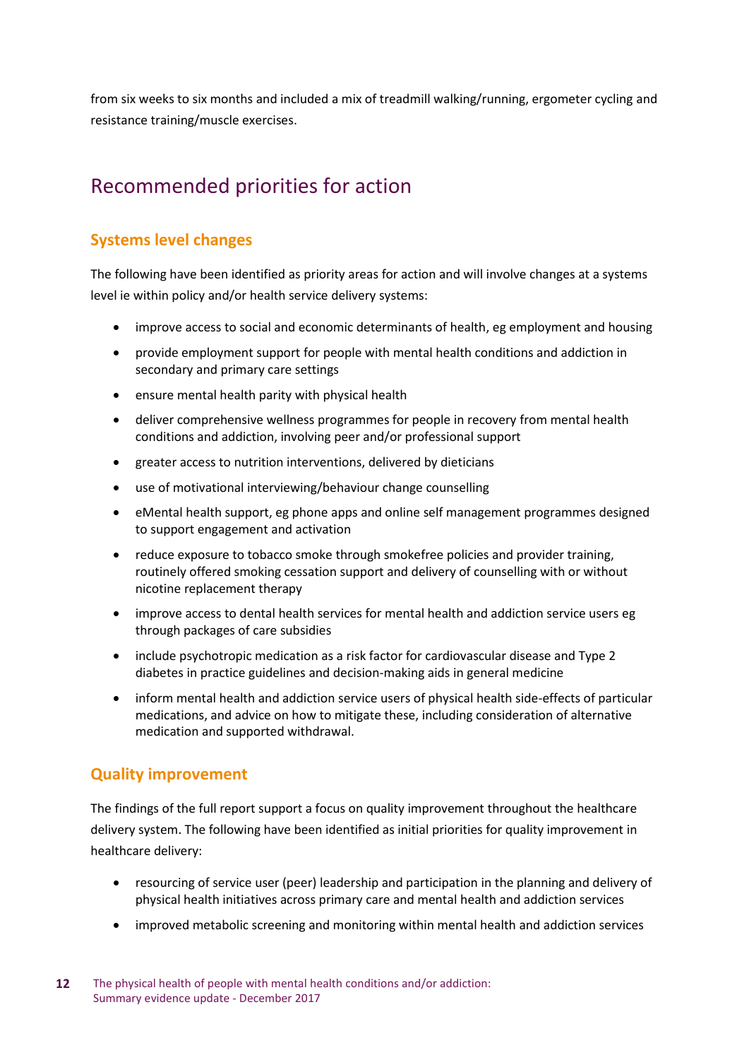from six weeks to six months and included a mix of treadmill walking/running, ergometer cycling and resistance training/muscle exercises.

## Recommended priorities for action

### Systems level changes

The following have been identified as priority areas for action and will involve changes at a systems level ie within policy and/or health service delivery systems:

- improve access to social and economic determinants of health, eg employment and housing
- provide employment support for people with mental health conditions and addiction in secondary and primary care settings
- ensure mental health parity with physical health
- deliver comprehensive wellness programmes for people in recovery from mental health conditions and addiction, involving peer and/or professional support
- greater access to nutrition interventions, delivered by dieticians
- use of motivational interviewing/behaviour change counselling
- eMental health support, eg phone apps and online self management programmes designed to support engagement and activation
- reduce exposure to tobacco smoke through smokefree policies and provider training, routinely offered smoking cessation support and delivery of counselling with or without nicotine replacement therapy
- improve access to dental health services for mental health and addiction service users eg through packages of care subsidies
- include psychotropic medication as a risk factor for cardiovascular disease and Type 2 diabetes in practice guidelines and decision-making aids in general medicine
- inform mental health and addiction service users of physical health side-effects of particular medications, and advice on how to mitigate these, including consideration of alternative medication and supported withdrawal.

### Quality improvement

The findings of the full report support a focus on quality improvement throughout the healthcare delivery system. The following have been identified as initial priorities for quality improvement in healthcare delivery:

- resourcing of service user (peer) leadership and participation in the planning and delivery of physical health initiatives across primary care and mental health and addiction services
- improved metabolic screening and monitoring within mental health and addiction services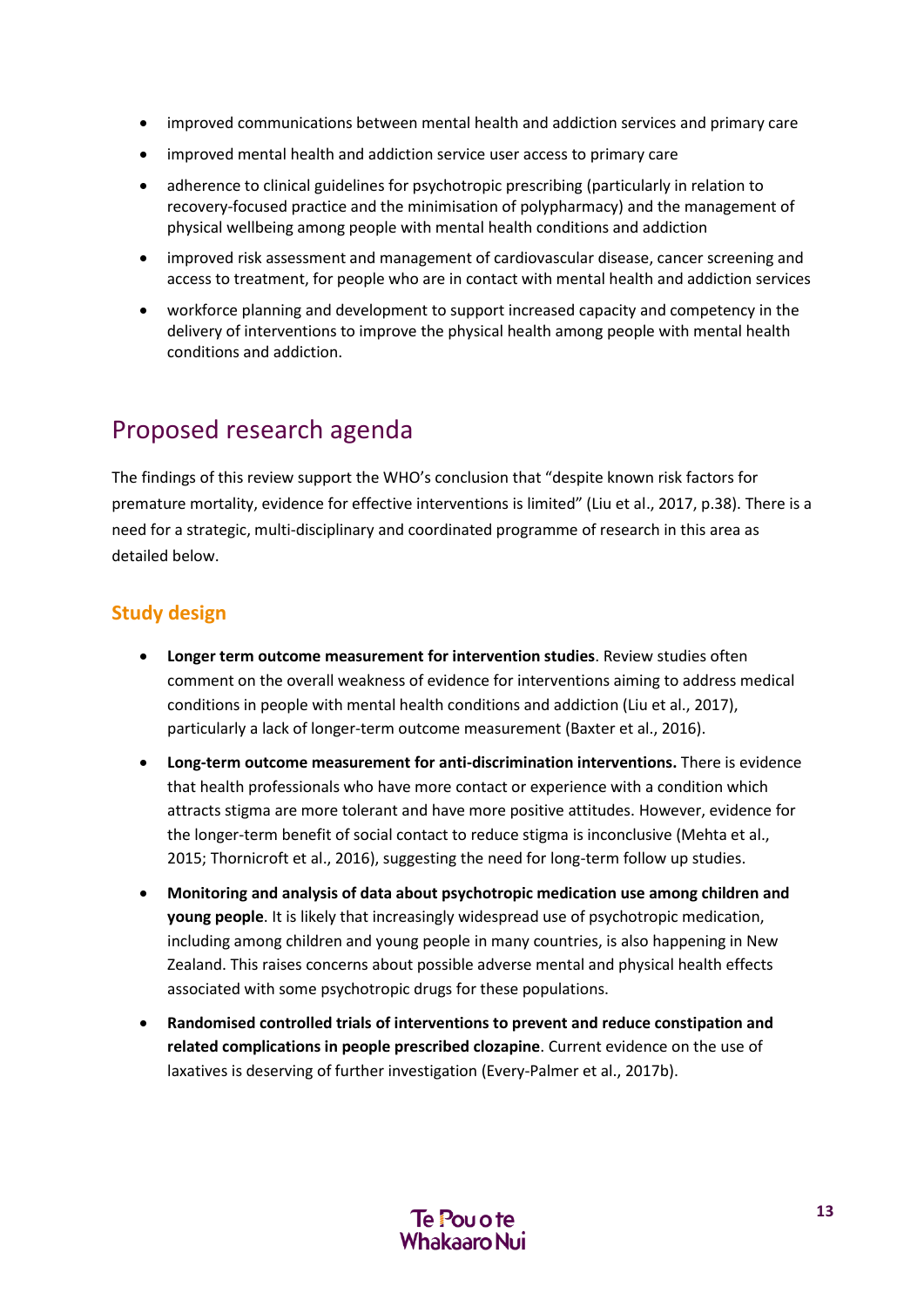- improved communications between mental health and addiction services and primary care
- improved mental health and addiction service user access to primary care
- adherence to clinical guidelines for psychotropic prescribing (particularly in relation to recovery-focused practice and the minimisation of polypharmacy) and the management of physical wellbeing among people with mental health conditions and addiction
- improved risk assessment and management of cardiovascular disease, cancer screening and access to treatment, for people who are in contact with mental health and addiction services
- workforce planning and development to support increased capacity and competency in the delivery of interventions to improve the physical health among people with mental health conditions and addiction.

## Proposed research agenda

The findings of this review support the WHO's conclusion that "despite known risk factors for premature mortality, evidence for effective interventions is limited" (Liu et al., 2017, p.38). There is a need for a strategic, multi-disciplinary and coordinated programme of research in this area as detailed below.

### Study design

- **Longer term outcome measurement for intervention studies**. Review studies often comment on the overall weakness of evidence for interventions aiming to address medical conditions in people with mental health conditions and addiction (Liu et al., 2017), particularly a lack of longer-term outcome measurement (Baxter et al., 2016).
- **Long-term outcome measurement for anti-discrimination interventions.** There is evidence that health professionals who have more contact or experience with a condition which attracts stigma are more tolerant and have more positive attitudes. However, evidence for the longer-term benefit of social contact to reduce stigma is inconclusive (Mehta et al., 2015; Thornicroft et al., 2016), suggesting the need for long-term follow up studies.
- **Monitoring and analysis of data about psychotropic medication use among children and young people**. It is likely that increasingly widespread use of psychotropic medication, including among children and young people in many countries, is also happening in New Zealand. This raises concerns about possible adverse mental and physical health effects associated with some psychotropic drugs for these populations.
- **Randomised controlled trials of interventions to prevent and reduce constipation and related complications in people prescribed clozapine**. Current evidence on the use of laxatives is deserving of further investigation (Every-Palmer et al., 2017b).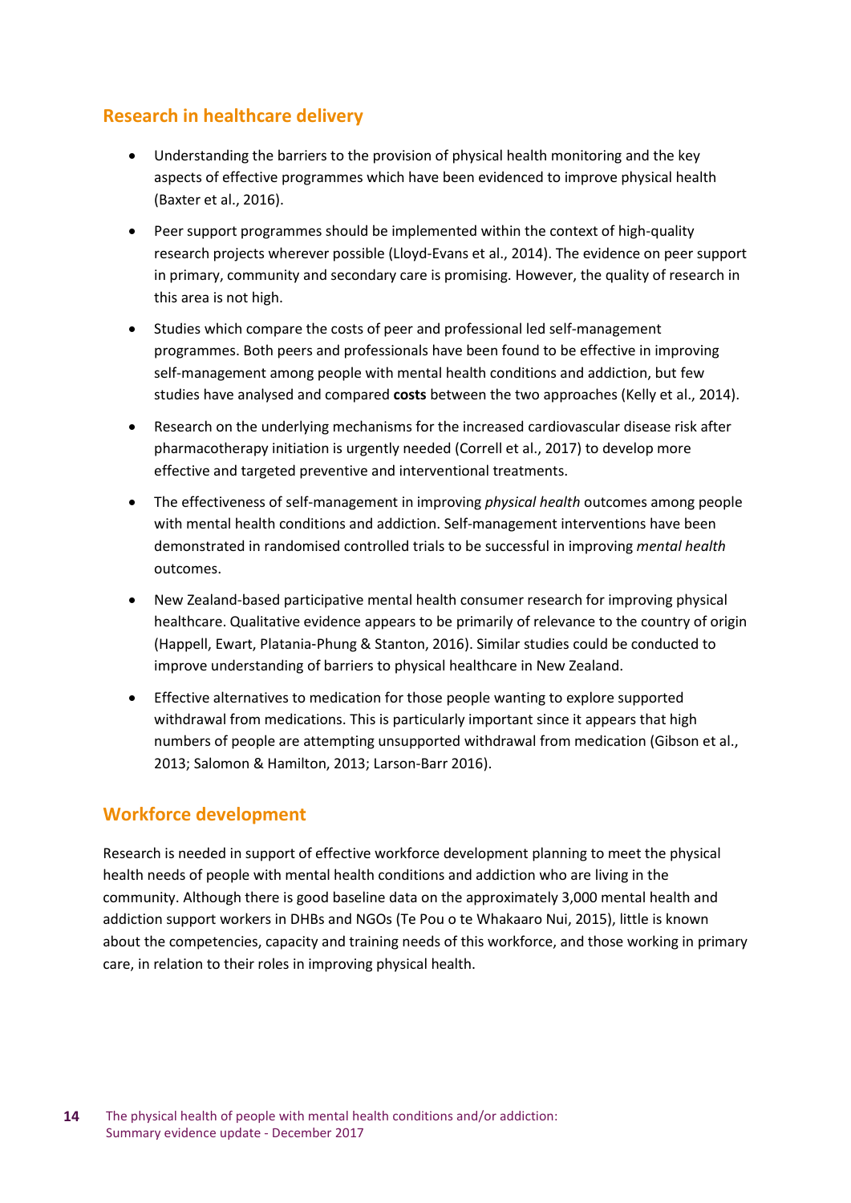## Research in healthcare delivery

- Understanding the barriers to the provision of physical health monitoring and the key aspects of effective programmes which have been evidenced to improve physical health (Baxter et al., 2016).
- Peer support programmes should be implemented within the context of high-quality research projects wherever possible (Lloyd-Evans et al., 2014). The evidence on peer support in primary, community and secondary care is promising. However, the quality of research in this area is not high.
- Studies which compare the costs of peer and professional led self-management programmes. Both peers and professionals have been found to be effective in improving self-management among people with mental health conditions and addiction, but few studies have analysed and compared **costs** between the two approaches (Kelly et al., 2014).
- Research on the underlying mechanisms for the increased cardiovascular disease risk after pharmacotherapy initiation is urgently needed (Correll et al., 2017) to develop more effective and targeted preventive and interventional treatments.
- The effectiveness of self-management in improving *physical health* outcomes among people with mental health conditions and addiction. Self-management interventions have been demonstrated in randomised controlled trials to be successful in improving *mental health* outcomes.
- New Zealand-based participative mental health consumer research for improving physical healthcare. Qualitative evidence appears to be primarily of relevance to the country of origin (Happell, Ewart, Platania-Phung & Stanton, 2016). Similar studies could be conducted to improve understanding of barriers to physical healthcare in New Zealand.
- Effective alternatives to medication for those people wanting to explore supported withdrawal from medications. This is particularly important since it appears that high numbers of people are attempting unsupported withdrawal from medication (Gibson et al., 2013; Salomon & Hamilton, 2013; Larson-Barr 2016).

## Workforce development

Research is needed in support of effective workforce development planning to meet the physical health needs of people with mental health conditions and addiction who are living in the community. Although there is good baseline data on the approximately 3,000 mental health and addiction support workers in DHBs and NGOs (Te Pou o te Whakaaro Nui, 2015), little is known about the competencies, capacity and training needs of this workforce, and those working in primary care, in relation to their roles in improving physical health.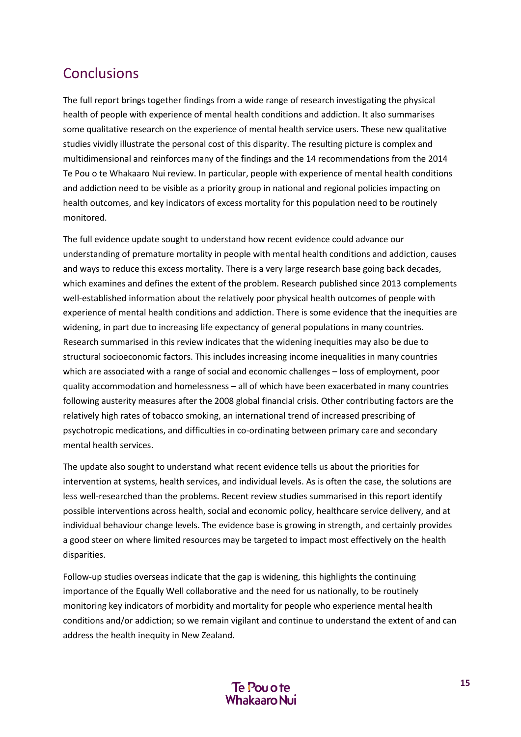## Conclusions

The full report brings together findings from a wide range of research investigating the physical health of people with experience of mental health conditions and addiction. It also summarises some qualitative research on the experience of mental health service users. These new qualitative studies vividly illustrate the personal cost of this disparity. The resulting picture is complex and multidimensional and reinforces many of the findings and the 14 recommendations from the 2014 Te Pou o te Whakaaro Nui review. In particular, people with experience of mental health conditions and addiction need to be visible as a priority group in national and regional policies impacting on health outcomes, and key indicators of excess mortality for this population need to be routinely monitored.

The full evidence update sought to understand how recent evidence could advance our understanding of premature mortality in people with mental health conditions and addiction, causes and ways to reduce this excess mortality. There is a very large research base going back decades, which examines and defines the extent of the problem. Research published since 2013 complements well-established information about the relatively poor physical health outcomes of people with experience of mental health conditions and addiction. There is some evidence that the inequities are widening, in part due to increasing life expectancy of general populations in many countries. Research summarised in this review indicates that the widening inequities may also be due to structural socioeconomic factors. This includes increasing income inequalities in many countries which are associated with a range of social and economic challenges – loss of employment, poor quality accommodation and homelessness – all of which have been exacerbated in many countries following austerity measures after the 2008 global financial crisis. Other contributing factors are the relatively high rates of tobacco smoking, an international trend of increased prescribing of psychotropic medications, and difficulties in co-ordinating between primary care and secondary mental health services.

The update also sought to understand what recent evidence tells us about the priorities for intervention at systems, health services, and individual levels. As is often the case, the solutions are less well-researched than the problems. Recent review studies summarised in this report identify possible interventions across health, social and economic policy, healthcare service delivery, and at individual behaviour change levels. The evidence base is growing in strength, and certainly provides a good steer on where limited resources may be targeted to impact most effectively on the health disparities.

Follow-up studies overseas indicate that the gap is widening, this highlights the continuing importance of the Equally Well collaborative and the need for us nationally, to be routinely monitoring key indicators of morbidity and mortality for people who experience mental health conditions and/or addiction; so we remain vigilant and continue to understand the extent of and can address the health inequity in New Zealand.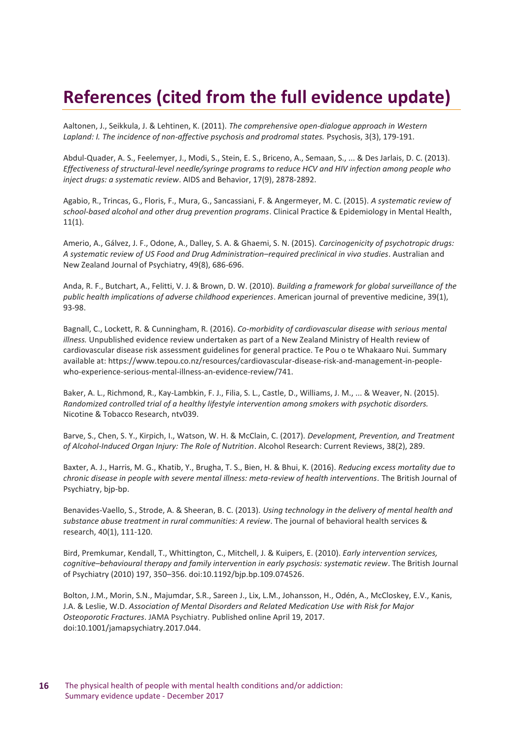# References (cited from the full evidence update)

Aaltonen, J., Seikkula, J. & Lehtinen, K. (2011). *The comprehensive open-dialogue approach in Western Lapland: I. The incidence of non-affective psychosis and prodromal states.* Psychosis, 3(3), 179-191.

Abdul-Quader, A. S., Feelemyer, J., Modi, S., Stein, E. S., Briceno, A., Semaan, S., ... & Des Jarlais, D. C. (2013). *Effectiveness of structural-level needle/syringe programs to reduce HCV and HIV infection among people who inject drugs: a systematic review*. AIDS and Behavior, 17(9), 2878-2892.

Agabio, R., Trincas, G., Floris, F., Mura, G., Sancassiani, F. & Angermeyer, M. C. (2015). *A systematic review of school-based alcohol and other drug prevention programs*. Clinical Practice & Epidemiology in Mental Health, 11(1).

Amerio, A., Gálvez, J. F., Odone, A., Dalley, S. A. & Ghaemi, S. N. (2015). *Carcinogenicity of psychotropic drugs: A systematic review of US Food and Drug Administration–required preclinical in vivo studies*. Australian and New Zealand Journal of Psychiatry, 49(8), 686-696.

Anda, R. F., Butchart, A., Felitti, V. J. & Brown, D. W. (2010). *Building a framework for global surveillance of the public health implications of adverse childhood experiences*. American journal of preventive medicine, 39(1), 93-98.

Bagnall, C., Lockett, R. & Cunningham, R. (2016). *Co-morbidity of cardiovascular disease with serious mental illness.* Unpublished evidence review undertaken as part of a New Zealand Ministry of Health review of cardiovascular disease risk assessment guidelines for general practice. Te Pou o te Whakaaro Nui. Summary available at: https://www.tepou.co.nz/resources/cardiovascular-disease-risk-and-management-in-people-who-experience-serious-mental-illness-an-evidence-review/741.

Baker, A. L., Richmond, R., Kay-Lambkin, F. J., Filia, S. L., Castle, D., Williams, J. M., ... & Weaver, N. (2015). *Randomized controlled trial of a healthy lifestyle intervention among smokers with psychotic disorders.* Nicotine & Tobacco Research, ntv039.

Barve, S., Chen, S. Y., Kirpich, I., Watson, W. H. & McClain, C. (2017). *Development, Prevention, and Treatment of Alcohol-Induced Organ Injury: The Role of Nutrition*. Alcohol Research: Current Reviews, 38(2), 289.

Baxter, A. J., Harris, M. G., Khatib, Y., Brugha, T. S., Bien, H. & Bhui, K. (2016). *Reducing excess mortality due to chronic disease in people with severe mental illness: meta-review of health interventions*. The British Journal of Psychiatry, bjp-bp.

Benavides-Vaello, S., Strode, A. & Sheeran, B. C. (2013). *Using technology in the delivery of mental health and substance abuse treatment in rural communities: A review*. The journal of behavioral health services & research, 40(1), 111-120.

Bird, Premkumar, Kendall, T., Whittington, C., Mitchell, J. & Kuipers, E. (2010). *Early intervention services, cognitive–behavioural therapy and family intervention in early psychosis: systematic review*. The British Journal of Psychiatry (2010) 197, 350–356. doi:10.1192/bjp.bp.109.074526.

Bolton, J.M., Morin, S.N., Majumdar, S.R., Sareen J., Lix, L.M., Johansson, H., Odén, A., McCloskey, E.V., Kanis, J.A. & Leslie, W.D. *Association of Mental Disorders and Related Medication Use with Risk for Major Osteoporotic Fractures*. JAMA Psychiatry. Published online April 19, 2017. doi:10.1001/jamapsychiatry.2017.044.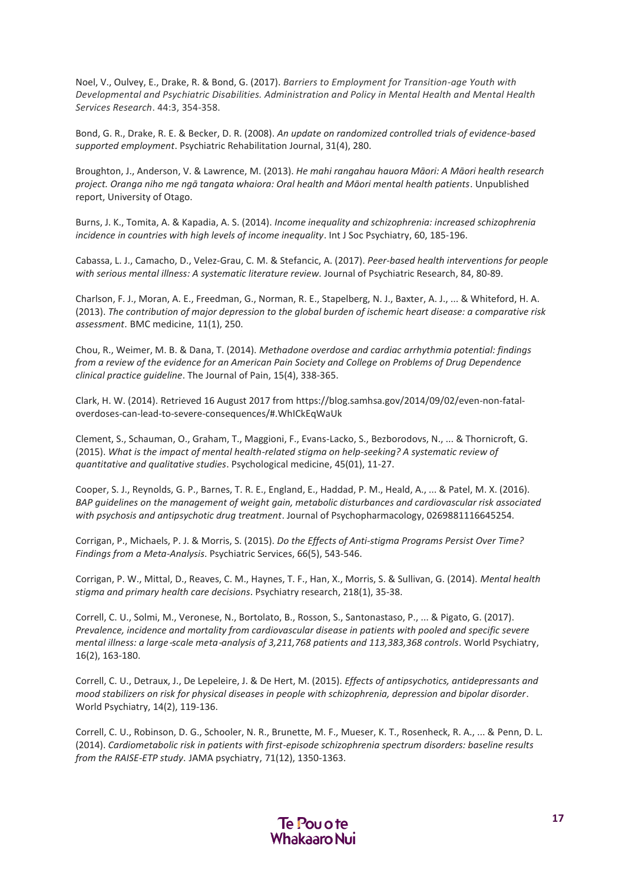Noel, V., Oulvey, E., Drake, R. & Bond, G. (2017). *Barriers to Employment for Transition-age Youth with Developmental and Psychiatric Disabilities. Administration and Policy in Mental Health and Mental Health Services Research*. 44:3, 354-358.

Bond, G. R., Drake, R. E. & Becker, D. R. (2008). *An update on randomized controlled trials of evidence-based supported employment*. Psychiatric Rehabilitation Journal, 31(4), 280.

Broughton, J., Anderson, V. & Lawrence, M. (2013). *He mahi rangahau hauora Māori: A Māori health research project. Oranga niho me ngā tangata whaiora: Oral health and Māori mental health patients*. Unpublished report, University of Otago.

Burns, J. K., Tomita, A. & Kapadia, A. S. (2014). *Income inequality and schizophrenia: increased schizophrenia incidence in countries with high levels of income inequality*. Int J Soc Psychiatry, 60, 185-196.

Cabassa, L. J., Camacho, D., Velez-Grau, C. M. & Stefancic, A. (2017). *Peer-based health interventions for people with serious mental illness: A systematic literature review*. Journal of Psychiatric Research, 84, 80-89.

Charlson, F. J., Moran, A. E., Freedman, G., Norman, R. E., Stapelberg, N. J., Baxter, A. J., ... & Whiteford, H. A. (2013). *The contribution of major depression to the global burden of ischemic heart disease: a comparative risk assessment*. BMC medicine, 11(1), 250.

Chou, R., Weimer, M. B. & Dana, T. (2014). *Methadone overdose and cardiac arrhythmia potential: findings from a review of the evidence for an American Pain Society and College on Problems of Drug Dependence clinical practice guideline*. The Journal of Pain, 15(4), 338-365.

Clark, H. W. (2014). Retrieved 16 August 2017 from https://blog.samhsa.gov/2014/09/02/even-non-fatal-overdoses-can-lead-to-severe-consequences/#.WhICkEqWaUk

Clement, S., Schauman, O., Graham, T., Maggioni, F., Evans-Lacko, S., Bezborodovs, N., ... & Thornicroft, G. (2015). *What is the impact of mental health-related stigma on help-seeking? A systematic review of quantitative and qualitative studies*. Psychological medicine, 45(01), 11-27.

Cooper, S. J., Reynolds, G. P., Barnes, T. R. E., England, E., Haddad, P. M., Heald, A., ... & Patel, M. X. (2016). *BAP guidelines on the management of weight gain, metabolic disturbances and cardiovascular risk associated with psychosis and antipsychotic drug treatment*. Journal of Psychopharmacology, 0269881116645254.

Corrigan, P., Michaels, P. J. & Morris, S. (2015). *Do the Effects of Anti-stigma Programs Persist Over Time? Findings from a Meta-Analysis*. Psychiatric Services, 66(5), 543-546.

Corrigan, P. W., Mittal, D., Reaves, C. M., Haynes, T. F., Han, X., Morris, S. & Sullivan, G. (2014). *Mental health stigma and primary health care decisions*. Psychiatry research, 218(1), 35-38.

Correll, C. U., Solmi, M., Veronese, N., Bortolato, B., Rosson, S., Santonastaso, P., ... & Pigato, G. (2017). *Prevalence, incidence and mortality from cardiovascular disease in patients with pooled and specific severe mental illness: a large-scale meta-analysis of 3,211,768 patients and 113,383,368 controls*. World Psychiatry, 16(2), 163-180.

Correll, C. U., Detraux, J., De Lepeleire, J. & De Hert, M. (2015). *Effects of antipsychotics, antidepressants and mood stabilizers on risk for physical diseases in people with schizophrenia, depression and bipolar disorder*. World Psychiatry, 14(2), 119-136.

Correll, C. U., Robinson, D. G., Schooler, N. R., Brunette, M. F., Mueser, K. T., Rosenheck, R. A., ... & Penn, D. L. (2014). *Cardiometabolic risk in patients with first-episode schizophrenia spectrum disorders: baseline results from the RAISE-ETP study*. JAMA psychiatry, 71(12), 1350-1363.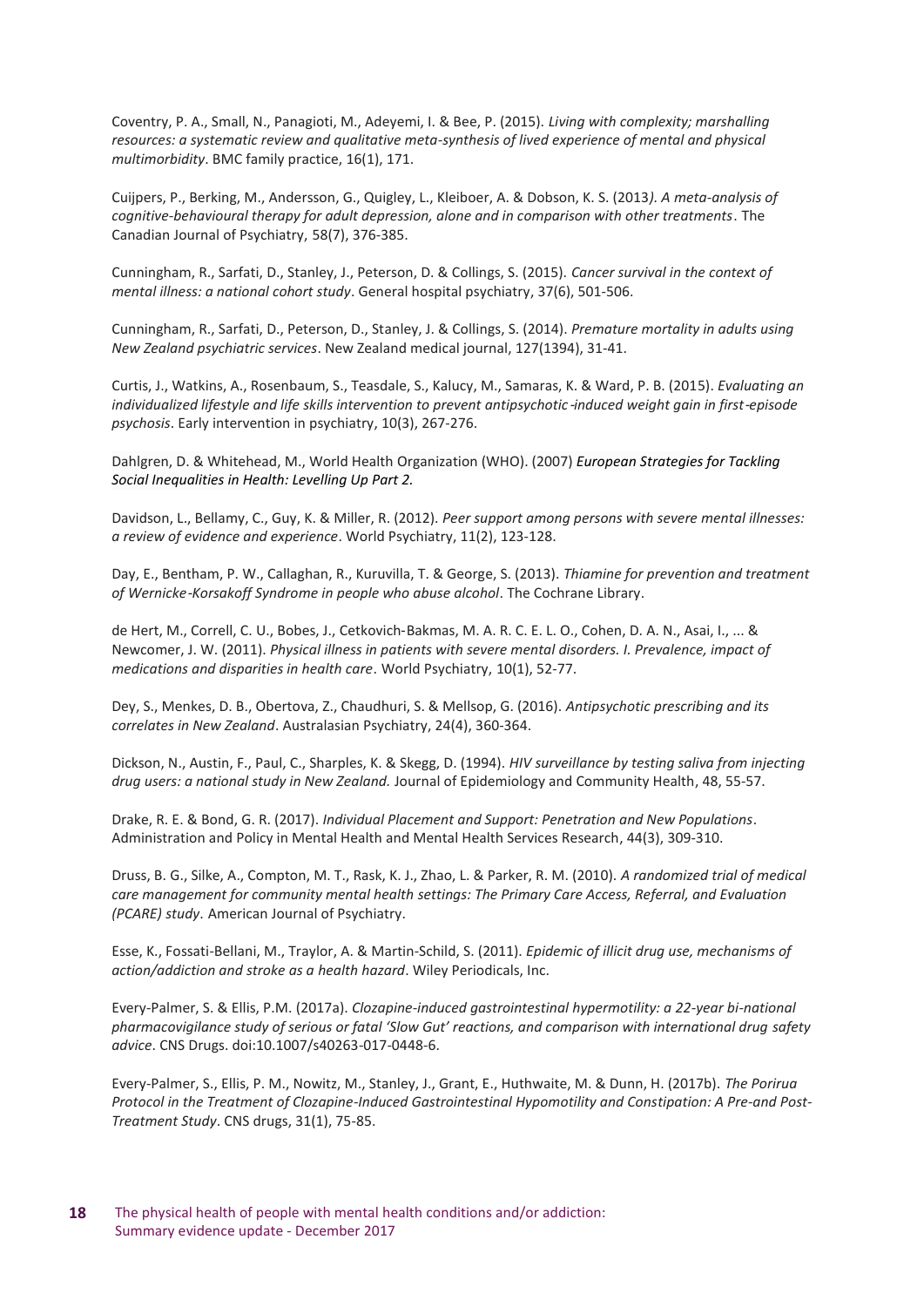Coventry, P. A., Small, N., Panagioti, M., Adeyemi, I. & Bee, P. (2015). *Living with complexity; marshalling resources: a systematic review and qualitative meta-synthesis of lived experience of mental and physical multimorbidity*. BMC family practice, 16(1), 171.

Cuijpers, P., Berking, M., Andersson, G., Quigley, L., Kleiboer, A. & Dobson, K. S. (2013*). A meta-analysis of cognitive-behavioural therapy for adult depression, alone and in comparison with other treatments*. The Canadian Journal of Psychiatry, 58(7), 376-385.

Cunningham, R., Sarfati, D., Stanley, J., Peterson, D. & Collings, S. (2015). *Cancer survival in the context of mental illness: a national cohort study*. General hospital psychiatry, 37(6), 501-506.

Cunningham, R., Sarfati, D., Peterson, D., Stanley, J. & Collings, S. (2014). *Premature mortality in adults using New Zealand psychiatric services*. New Zealand medical journal, 127(1394), 31-41.

Curtis, J., Watkins, A., Rosenbaum, S., Teasdale, S., Kalucy, M., Samaras, K. & Ward, P. B. (2015). *Evaluating an individualized lifestyle and life skills intervention to prevent antipsychotic‐induced weight gain in first‐episode psychosis*. Early intervention in psychiatry, 10(3), 267-276.

Dahlgren, D. & Whitehead, M., World Health Organization (WHO). (2007) ***European Strategies for Tackling Social Inequalities in Health: Levelling Up Part 2.***

Davidson, L., Bellamy, C., Guy, K. & Miller, R. (2012). *Peer support among persons with severe mental illnesses: a review of evidence and experience*. World Psychiatry, 11(2), 123-128.

Day, E., Bentham, P. W., Callaghan, R., Kuruvilla, T. & George, S. (2013). *Thiamine for prevention and treatment of Wernicke-Korsakoff Syndrome in people who abuse alcohol*. The Cochrane Library.

de Hert, M., Correll, C. U., Bobes, J., Cetkovich‐Bakmas, M. A. R. C. E. L. O., Cohen, D. A. N., Asai, I., ... & Newcomer, J. W. (2011). *Physical illness in patients with severe mental disorders. I. Prevalence, impact of medications and disparities in health care*. World Psychiatry, 10(1), 52-77.

Dey, S., Menkes, D. B., Obertova, Z., Chaudhuri, S. & Mellsop, G. (2016). *Antipsychotic prescribing and its correlates in New Zealand*. Australasian Psychiatry, 24(4), 360-364.

Dickson, N., Austin, F., Paul, C., Sharples, K. & Skegg, D. (1994). *HIV surveillance by testing saliva from injecting drug users: a national study in New Zealand.* Journal of Epidemiology and Community Health, 48, 55-57.

Drake, R. E. & Bond, G. R. (2017). *Individual Placement and Support: Penetration and New Populations*. Administration and Policy in Mental Health and Mental Health Services Research, 44(3), 309-310.

Druss, B. G., Silke, A., Compton, M. T., Rask, K. J., Zhao, L. & Parker, R. M. (2010). *A randomized trial of medical care management for community mental health settings: The Primary Care Access, Referral, and Evaluation (PCARE) study*. American Journal of Psychiatry.

Esse, K., Fossati-Bellani, M., Traylor, A. & Martin-Schild, S. (2011). *Epidemic of illicit drug use, mechanisms of action/addiction and stroke as a health hazard*. Wiley Periodicals, Inc.

Every-Palmer, S. & Ellis, P.M. (2017a). *Clozapine-induced gastrointestinal hypermotility: a 22-year bi-national pharmacovigilance study of serious or fatal 'Slow Gut' reactions, and comparison with international drug safety advice*. CNS Drugs. doi:10.1007/s40263-017-0448-6.

Every-Palmer, S., Ellis, P. M., Nowitz, M., Stanley, J., Grant, E., Huthwaite, M. & Dunn, H. (2017b). *The Porirua Protocol in the Treatment of Clozapine-Induced Gastrointestinal Hypomotility and Constipation: A Pre-and Post-Treatment Study*. CNS drugs, 31(1), 75-85.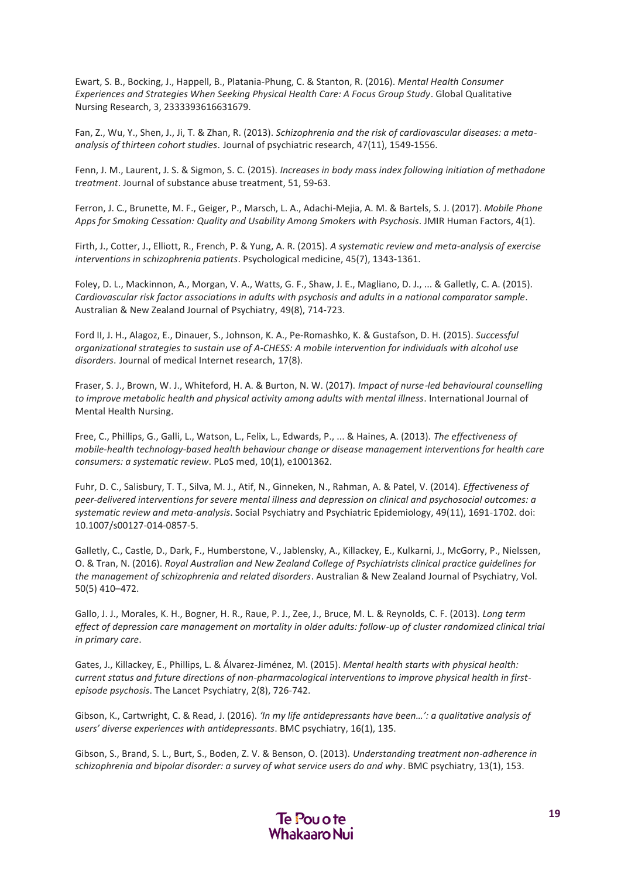Ewart, S. B., Bocking, J., Happell, B., Platania-Phung, C. & Stanton, R. (2016). *Mental Health Consumer Experiences and Strategies When Seeking Physical Health Care: A Focus Group Study*. Global Qualitative Nursing Research, 3, 2333393616631679.

Fan, Z., Wu, Y., Shen, J., Ji, T. & Zhan, R. (2013). *Schizophrenia and the risk of cardiovascular diseases: a meta-analysis of thirteen cohort studies*. Journal of psychiatric research, 47(11), 1549-1556.

Fenn, J. M., Laurent, J. S. & Sigmon, S. C. (2015). *Increases in body mass index following initiation of methadone treatment*. Journal of substance abuse treatment, 51, 59-63.

Ferron, J. C., Brunette, M. F., Geiger, P., Marsch, L. A., Adachi-Mejia, A. M. & Bartels, S. J. (2017). *Mobile Phone Apps for Smoking Cessation: Quality and Usability Among Smokers with Psychosis*. JMIR Human Factors, 4(1).

Firth, J., Cotter, J., Elliott, R., French, P. & Yung, A. R. (2015). *A systematic review and meta-analysis of exercise interventions in schizophrenia patients*. Psychological medicine, 45(7), 1343-1361.

Foley, D. L., Mackinnon, A., Morgan, V. A., Watts, G. F., Shaw, J. E., Magliano, D. J., ... & Galletly, C. A. (2015). *Cardiovascular risk factor associations in adults with psychosis and adults in a national comparator sample*. Australian & New Zealand Journal of Psychiatry, 49(8), 714-723.

Ford II, J. H., Alagoz, E., Dinauer, S., Johnson, K. A., Pe-Romashko, K. & Gustafson, D. H. (2015). *Successful organizational strategies to sustain use of A-CHESS: A mobile intervention for individuals with alcohol use disorders*. Journal of medical Internet research, 17(8).

Fraser, S. J., Brown, W. J., Whiteford, H. A. & Burton, N. W. (2017). *Impact of nurse-led behavioural counselling to improve metabolic health and physical activity among adults with mental illness*. International Journal of Mental Health Nursing.

Free, C., Phillips, G., Galli, L., Watson, L., Felix, L., Edwards, P., ... & Haines, A. (2013). *The effectiveness of mobile-health technology-based health behaviour change or disease management interventions for health care consumers: a systematic review*. PLoS med, 10(1), e1001362.

Fuhr, D. C., Salisbury, T. T., Silva, M. J., Atif, N., Ginneken, N., Rahman, A. & Patel, V. (2014). *Effectiveness of peer-delivered interventions for severe mental illness and depression on clinical and psychosocial outcomes: a systematic review and meta-analysis*. Social Psychiatry and Psychiatric Epidemiology, 49(11), 1691-1702. doi: 10.1007/s00127-014-0857-5.

Galletly, C., Castle, D., Dark, F., Humberstone, V., Jablensky, A., Killackey, E., Kulkarni, J., McGorry, P., Nielssen, O. & Tran, N. (2016). *Royal Australian and New Zealand College of Psychiatrists clinical practice guidelines for the management of schizophrenia and related disorders*. Australian & New Zealand Journal of Psychiatry, Vol. 50(5) 410–472.

Gallo, J. J., Morales, K. H., Bogner, H. R., Raue, P. J., Zee, J., Bruce, M. L. & Reynolds, C. F. (2013). *Long term effect of depression care management on mortality in older adults: follow-up of cluster randomized clinical trial in primary care*.

Gates, J., Killackey, E., Phillips, L. & Álvarez-Jiménez, M. (2015). *Mental health starts with physical health: current status and future directions of non-pharmacological interventions to improve physical health in first-episode psychosis*. The Lancet Psychiatry, 2(8), 726-742.

Gibson, K., Cartwright, C. & Read, J. (2016). *'In my life antidepressants have been…': a qualitative analysis of users' diverse experiences with antidepressants*. BMC psychiatry, 16(1), 135.

Gibson, S., Brand, S. L., Burt, S., Boden, Z. V. & Benson, O. (2013). *Understanding treatment non-adherence in schizophrenia and bipolar disorder: a survey of what service users do and why*. BMC psychiatry, 13(1), 153.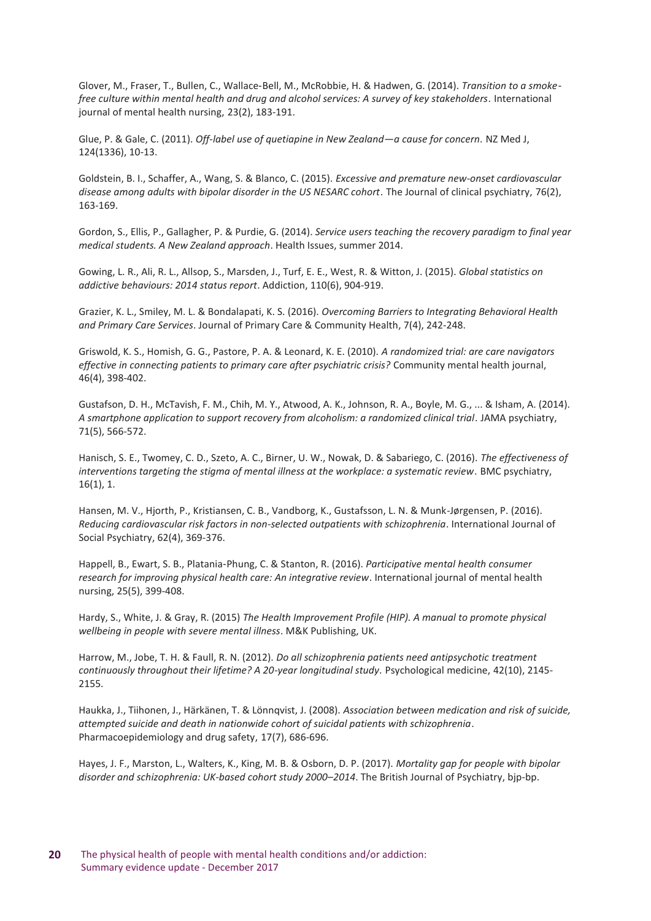Glover, M., Fraser, T., Bullen, C., Wallace-Bell, M., McRobbie, H. & Hadwen, G. (2014). *Transition to a smoke-free culture within mental health and drug and alcohol services: A survey of key stakeholders*. International journal of mental health nursing, 23(2), 183-191.

Glue, P. & Gale, C. (2011). *Off-label use of quetiapine in New Zealand—a cause for concern*. NZ Med J, 124(1336), 10-13.

Goldstein, B. I., Schaffer, A., Wang, S. & Blanco, C. (2015). *Excessive and premature new-onset cardiovascular disease among adults with bipolar disorder in the US NESARC cohort*. The Journal of clinical psychiatry, 76(2), 163-169.

Gordon, S., Ellis, P., Gallagher, P. & Purdie, G. (2014). *Service users teaching the recovery paradigm to final year medical students. A New Zealand approach*. Health Issues, summer 2014.

Gowing, L. R., Ali, R. L., Allsop, S., Marsden, J., Turf, E. E., West, R. & Witton, J. (2015). *Global statistics on addictive behaviours: 2014 status report*. Addiction, 110(6), 904-919.

Grazier, K. L., Smiley, M. L. & Bondalapati, K. S. (2016). *Overcoming Barriers to Integrating Behavioral Health and Primary Care Services*. Journal of Primary Care & Community Health, 7(4), 242-248.

Griswold, K. S., Homish, G. G., Pastore, P. A. & Leonard, K. E. (2010). *A randomized trial: are care navigators effective in connecting patients to primary care after psychiatric crisis?* Community mental health journal, 46(4), 398-402.

Gustafson, D. H., McTavish, F. M., Chih, M. Y., Atwood, A. K., Johnson, R. A., Boyle, M. G., ... & Isham, A. (2014). *A smartphone application to support recovery from alcoholism: a randomized clinical trial*. JAMA psychiatry, 71(5), 566-572.

Hanisch, S. E., Twomey, C. D., Szeto, A. C., Birner, U. W., Nowak, D. & Sabariego, C. (2016). *The effectiveness of interventions targeting the stigma of mental illness at the workplace: a systematic review*. BMC psychiatry, 16(1), 1.

Hansen, M. V., Hjorth, P., Kristiansen, C. B., Vandborg, K., Gustafsson, L. N. & Munk-Jørgensen, P. (2016). *Reducing cardiovascular risk factors in non-selected outpatients with schizophrenia*. International Journal of Social Psychiatry, 62(4), 369-376.

Happell, B., Ewart, S. B., Platania-Phung, C. & Stanton, R. (2016). *Participative mental health consumer research for improving physical health care: An integrative review*. International journal of mental health nursing, 25(5), 399-408.

Hardy, S., White, J. & Gray, R. (2015) *The Health Improvement Profile (HIP). A manual to promote physical wellbeing in people with severe mental illness*. M&K Publishing, UK.

Harrow, M., Jobe, T. H. & Faull, R. N. (2012). *Do all schizophrenia patients need antipsychotic treatment continuously throughout their lifetime? A 20-year longitudinal study*. Psychological medicine, 42(10), 2145-2155.

Haukka, J., Tiihonen, J., Härkänen, T. & Lönnqvist, J. (2008). *Association between medication and risk of suicide, attempted suicide and death in nationwide cohort of suicidal patients with schizophrenia*. Pharmacoepidemiology and drug safety, 17(7), 686-696.

Hayes, J. F., Marston, L., Walters, K., King, M. B. & Osborn, D. P. (2017). *Mortality gap for people with bipolar disorder and schizophrenia: UK-based cohort study 2000–2014*. The British Journal of Psychiatry, bjp-bp.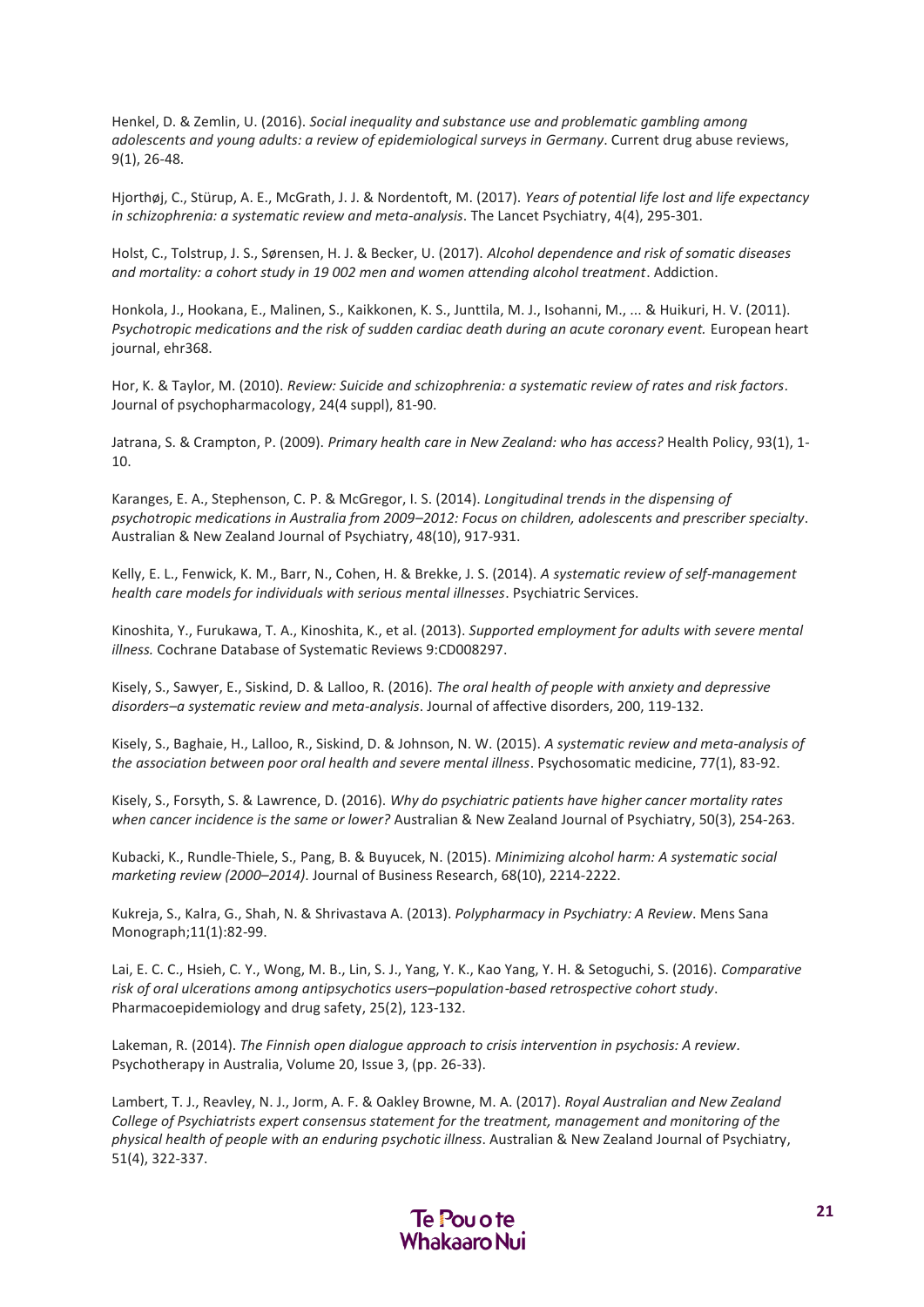Henkel, D. & Zemlin, U. (2016). *Social inequality and substance use and problematic gambling among adolescents and young adults: a review of epidemiological surveys in Germany*. Current drug abuse reviews, 9(1), 26-48.

Hjorthøj, C., Stürup, A. E., McGrath, J. J. & Nordentoft, M. (2017). *Years of potential life lost and life expectancy in schizophrenia: a systematic review and meta-analysis*. The Lancet Psychiatry, 4(4), 295-301.

Holst, C., Tolstrup, J. S., Sørensen, H. J. & Becker, U. (2017). *Alcohol dependence and risk of somatic diseases and mortality: a cohort study in 19 002 men and women attending alcohol treatment*. Addiction.

Honkola, J., Hookana, E., Malinen, S., Kaikkonen, K. S., Junttila, M. J., Isohanni, M., ... & Huikuri, H. V. (2011). *Psychotropic medications and the risk of sudden cardiac death during an acute coronary event.* European heart journal, ehr368.

Hor, K. & Taylor, M. (2010). *Review: Suicide and schizophrenia: a systematic review of rates and risk factors*. Journal of psychopharmacology, 24(4 suppl), 81-90.

Jatrana, S. & Crampton, P. (2009). *Primary health care in New Zealand: who has access?* Health Policy, 93(1), 1-10.

Karanges, E. A., Stephenson, C. P. & McGregor, I. S. (2014). *Longitudinal trends in the dispensing of psychotropic medications in Australia from 2009–2012: Focus on children, adolescents and prescriber specialty*. Australian & New Zealand Journal of Psychiatry, 48(10), 917-931.

Kelly, E. L., Fenwick, K. M., Barr, N., Cohen, H. & Brekke, J. S. (2014). *A systematic review of self-management health care models for individuals with serious mental illnesses*. Psychiatric Services.

Kinoshita, Y., Furukawa, T. A., Kinoshita, K., et al. (2013). *Supported employment for adults with severe mental illness.* Cochrane Database of Systematic Reviews 9:CD008297.

Kisely, S., Sawyer, E., Siskind, D. & Lalloo, R. (2016). *The oral health of people with anxiety and depressive disorders–a systematic review and meta-analysis*. Journal of affective disorders, 200, 119-132.

Kisely, S., Baghaie, H., Lalloo, R., Siskind, D. & Johnson, N. W. (2015). *A systematic review and meta-analysis of the association between poor oral health and severe mental illness*. Psychosomatic medicine, 77(1), 83-92.

Kisely, S., Forsyth, S. & Lawrence, D. (2016). *Why do psychiatric patients have higher cancer mortality rates when cancer incidence is the same or lower?* Australian & New Zealand Journal of Psychiatry, 50(3), 254-263.

Kubacki, K., Rundle-Thiele, S., Pang, B. & Buyucek, N. (2015). *Minimizing alcohol harm: A systematic social marketing review (2000–2014)*. Journal of Business Research, 68(10), 2214-2222.

Kukreja, S., Kalra, G., Shah, N. & Shrivastava A. (2013). *Polypharmacy in Psychiatry: A Review*. Mens Sana Monograph;11(1):82-99.

Lai, E. C. C., Hsieh, C. Y., Wong, M. B., Lin, S. J., Yang, Y. K., Kao Yang, Y. H. & Setoguchi, S. (2016). *Comparative risk of oral ulcerations among antipsychotics users–population-based retrospective cohort study*. Pharmacoepidemiology and drug safety, 25(2), 123-132.

Lakeman, R. (2014). *The Finnish open dialogue approach to crisis intervention in psychosis: A review*. Psychotherapy in Australia, Volume 20, Issue 3, (pp. 26-33).

Lambert, T. J., Reavley, N. J., Jorm, A. F. & Oakley Browne, M. A. (2017). *Royal Australian and New Zealand College of Psychiatrists expert consensus statement for the treatment, management and monitoring of the physical health of people with an enduring psychotic illness*. Australian & New Zealand Journal of Psychiatry, 51(4), 322-337.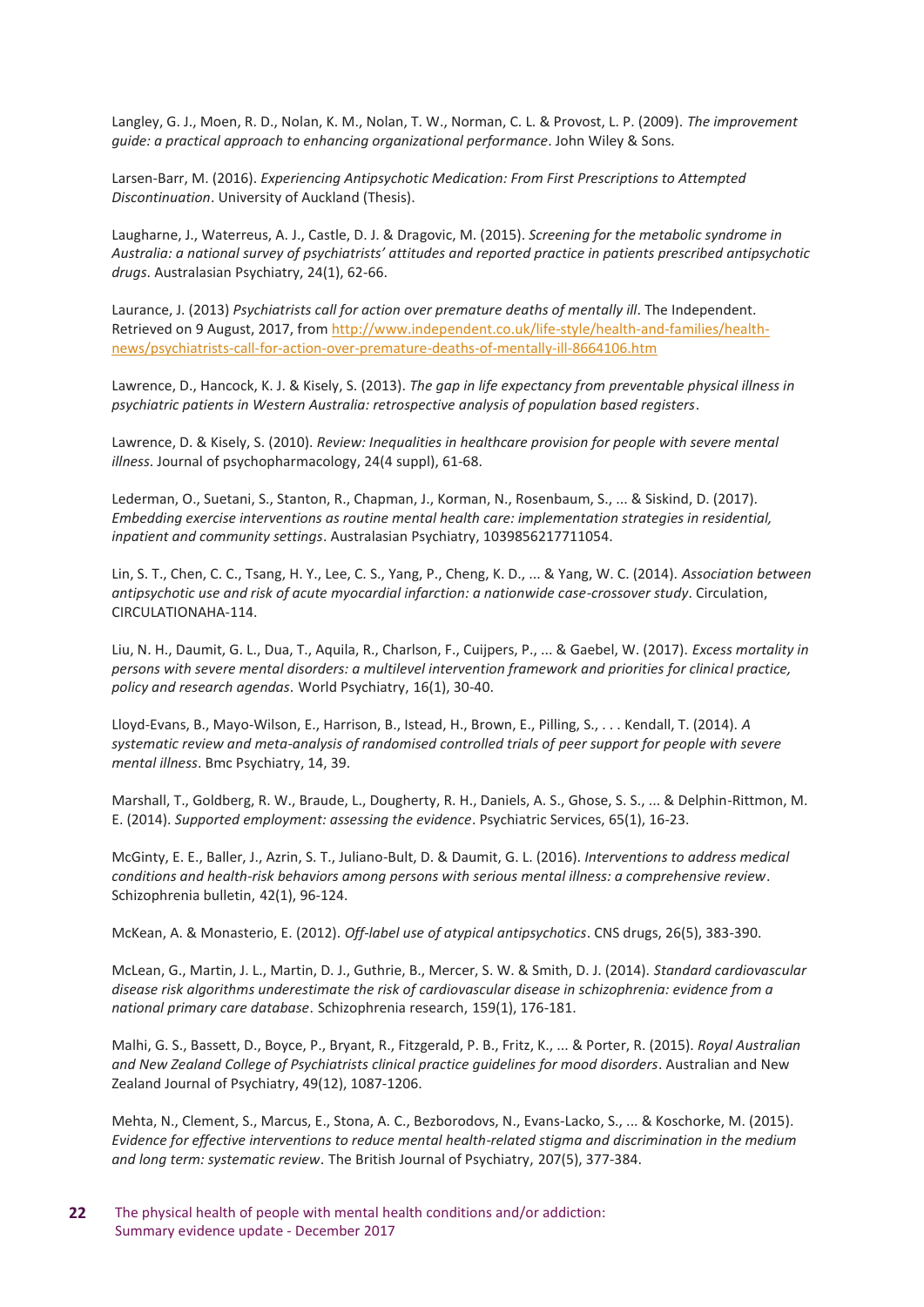Langley, G. J., Moen, R. D., Nolan, K. M., Nolan, T. W., Norman, C. L. & Provost, L. P. (2009). *The improvement guide: a practical approach to enhancing organizational performance*. John Wiley & Sons.

Larsen-Barr, M. (2016). *Experiencing Antipsychotic Medication: From First Prescriptions to Attempted Discontinuation*. University of Auckland (Thesis).

Laugharne, J., Waterreus, A. J., Castle, D. J. & Dragovic, M. (2015). *Screening for the metabolic syndrome in Australia: a national survey of psychiatrists' attitudes and reported practice in patients prescribed antipsychotic drugs*. Australasian Psychiatry, 24(1), 62-66.

Laurance, J. (2013) *Psychiatrists call for action over premature deaths of mentally ill*. The Independent. Retrieved on 9 August, 2017, from http://www.independent.co.uk/life-style/health-and-families/health-news/psychiatrists-call-for-action-over-premature-deaths-of-mentally-ill-8664106.htm

Lawrence, D., Hancock, K. J. & Kisely, S. (2013). *The gap in life expectancy from preventable physical illness in psychiatric patients in Western Australia: retrospective analysis of population based registers*.

Lawrence, D. & Kisely, S. (2010). *Review: Inequalities in healthcare provision for people with severe mental illness*. Journal of psychopharmacology, 24(4 suppl), 61-68.

Lederman, O., Suetani, S., Stanton, R., Chapman, J., Korman, N., Rosenbaum, S., ... & Siskind, D. (2017). *Embedding exercise interventions as routine mental health care: implementation strategies in residential, inpatient and community settings*. Australasian Psychiatry, 1039856217711054.

Lin, S. T., Chen, C. C., Tsang, H. Y., Lee, C. S., Yang, P., Cheng, K. D., ... & Yang, W. C. (2014). *Association between antipsychotic use and risk of acute myocardial infarction: a nationwide case-crossover study*. Circulation, CIRCULATIONAHA-114.

Liu, N. H., Daumit, G. L., Dua, T., Aquila, R., Charlson, F., Cuijpers, P., ... & Gaebel, W. (2017). *Excess mortality in persons with severe mental disorders: a multilevel intervention framework and priorities for clinical practice, policy and research agendas.* World Psychiatry, 16(1), 30-40.

Lloyd-Evans, B., Mayo-Wilson, E., Harrison, B., Istead, H., Brown, E., Pilling, S., . . . Kendall, T. (2014). *A systematic review and meta-analysis of randomised controlled trials of peer support for people with severe mental illness*. Bmc Psychiatry, 14, 39.

Marshall, T., Goldberg, R. W., Braude, L., Dougherty, R. H., Daniels, A. S., Ghose, S. S., ... & Delphin-Rittmon, M. E. (2014). *Supported employment: assessing the evidence*. Psychiatric Services, 65(1), 16-23.

McGinty, E. E., Baller, J., Azrin, S. T., Juliano-Bult, D. & Daumit, G. L. (2016). *Interventions to address medical conditions and health-risk behaviors among persons with serious mental illness: a comprehensive review*. Schizophrenia bulletin, 42(1), 96-124.

McKean, A. & Monasterio, E. (2012). *Off-label use of atypical antipsychotics*. CNS drugs, 26(5), 383-390.

McLean, G., Martin, J. L., Martin, D. J., Guthrie, B., Mercer, S. W. & Smith, D. J. (2014). *Standard cardiovascular disease risk algorithms underestimate the risk of cardiovascular disease in schizophrenia: evidence from a national primary care database*. Schizophrenia research, 159(1), 176-181.

Malhi, G. S., Bassett, D., Boyce, P., Bryant, R., Fitzgerald, P. B., Fritz, K., ... & Porter, R. (2015). *Royal Australian and New Zealand College of Psychiatrists clinical practice guidelines for mood disorders*. Australian and New Zealand Journal of Psychiatry, 49(12), 1087-1206.

Mehta, N., Clement, S., Marcus, E., Stona, A. C., Bezborodovs, N., Evans-Lacko, S., ... & Koschorke, M. (2015). *Evidence for effective interventions to reduce mental health-related stigma and discrimination in the medium and long term: systematic review*. The British Journal of Psychiatry, 207(5), 377-384.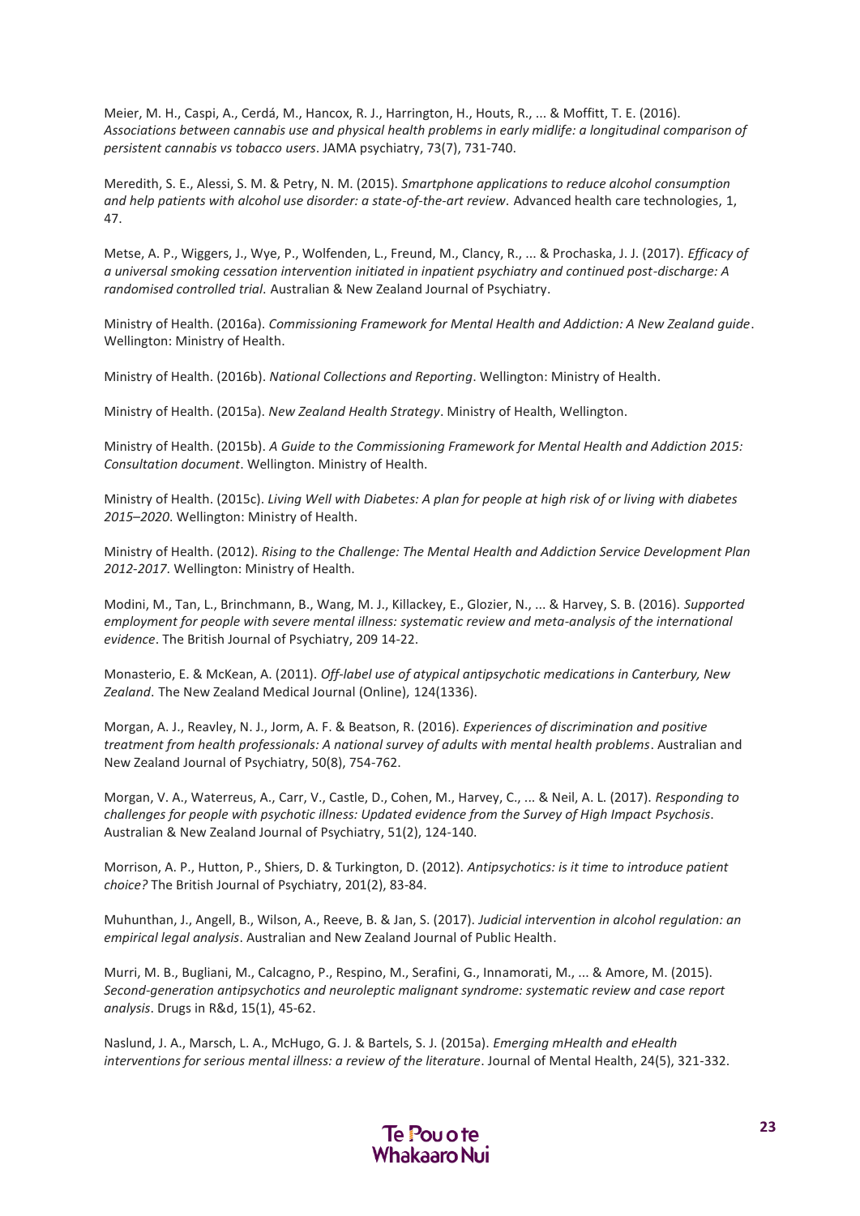Meier, M. H., Caspi, A., Cerdá, M., Hancox, R. J., Harrington, H., Houts, R., ... & Moffitt, T. E. (2016). *Associations between cannabis use and physical health problems in early midlife: a longitudinal comparison of persistent cannabis vs tobacco users*. JAMA psychiatry, 73(7), 731-740.

Meredith, S. E., Alessi, S. M. & Petry, N. M. (2015). *Smartphone applications to reduce alcohol consumption and help patients with alcohol use disorder: a state-of-the-art review.* Advanced health care technologies, 1, 47.

Metse, A. P., Wiggers, J., Wye, P., Wolfenden, L., Freund, M., Clancy, R., ... & Prochaska, J. J. (2017). *Efficacy of a universal smoking cessation intervention initiated in inpatient psychiatry and continued post-discharge: A randomised controlled trial.* Australian & New Zealand Journal of Psychiatry.

Ministry of Health. (2016a). *Commissioning Framework for Mental Health and Addiction: A New Zealand guide*. Wellington: Ministry of Health.

Ministry of Health. (2016b). *National Collections and Reporting*. Wellington: Ministry of Health.

Ministry of Health. (2015a). *New Zealand Health Strategy*. Ministry of Health, Wellington.

Ministry of Health. (2015b). *A Guide to the Commissioning Framework for Mental Health and Addiction 2015: Consultation document*. Wellington. Ministry of Health.

Ministry of Health. (2015c). *Living Well with Diabetes: A plan for people at high risk of or living with diabetes 2015–2020*. Wellington: Ministry of Health.

Ministry of Health. (2012). *Rising to the Challenge: The Mental Health and Addiction Service Development Plan 2012-2017*. Wellington: Ministry of Health.

Modini, M., Tan, L., Brinchmann, B., Wang, M. J., Killackey, E., Glozier, N., ... & Harvey, S. B. (2016). *Supported employment for people with severe mental illness: systematic review and meta-analysis of the international evidence*. The British Journal of Psychiatry, 209 14-22.

Monasterio, E. & McKean, A. (2011). *Off-label use of atypical antipsychotic medications in Canterbury, New Zealand*. The New Zealand Medical Journal (Online), 124(1336).

Morgan, A. J., Reavley, N. J., Jorm, A. F. & Beatson, R. (2016). *Experiences of discrimination and positive treatment from health professionals: A national survey of adults with mental health problems*. Australian and New Zealand Journal of Psychiatry, 50(8), 754-762.

Morgan, V. A., Waterreus, A., Carr, V., Castle, D., Cohen, M., Harvey, C., ... & Neil, A. L. (2017). *Responding to challenges for people with psychotic illness: Updated evidence from the Survey of High Impact Psychosis*. Australian & New Zealand Journal of Psychiatry, 51(2), 124-140.

Morrison, A. P., Hutton, P., Shiers, D. & Turkington, D. (2012). *Antipsychotics: is it time to introduce patient choice?* The British Journal of Psychiatry, 201(2), 83-84.

Muhunthan, J., Angell, B., Wilson, A., Reeve, B. & Jan, S. (2017). *Judicial intervention in alcohol regulation: an empirical legal analysis*. Australian and New Zealand Journal of Public Health.

Murri, M. B., Bugliani, M., Calcagno, P., Respino, M., Serafini, G., Innamorati, M., ... & Amore, M. (2015). *Second-generation antipsychotics and neuroleptic malignant syndrome: systematic review and case report analysis*. Drugs in R&d, 15(1), 45-62.

Naslund, J. A., Marsch, L. A., McHugo, G. J. & Bartels, S. J. (2015a). *Emerging mHealth and eHealth interventions for serious mental illness: a review of the literature*. Journal of Mental Health, 24(5), 321-332.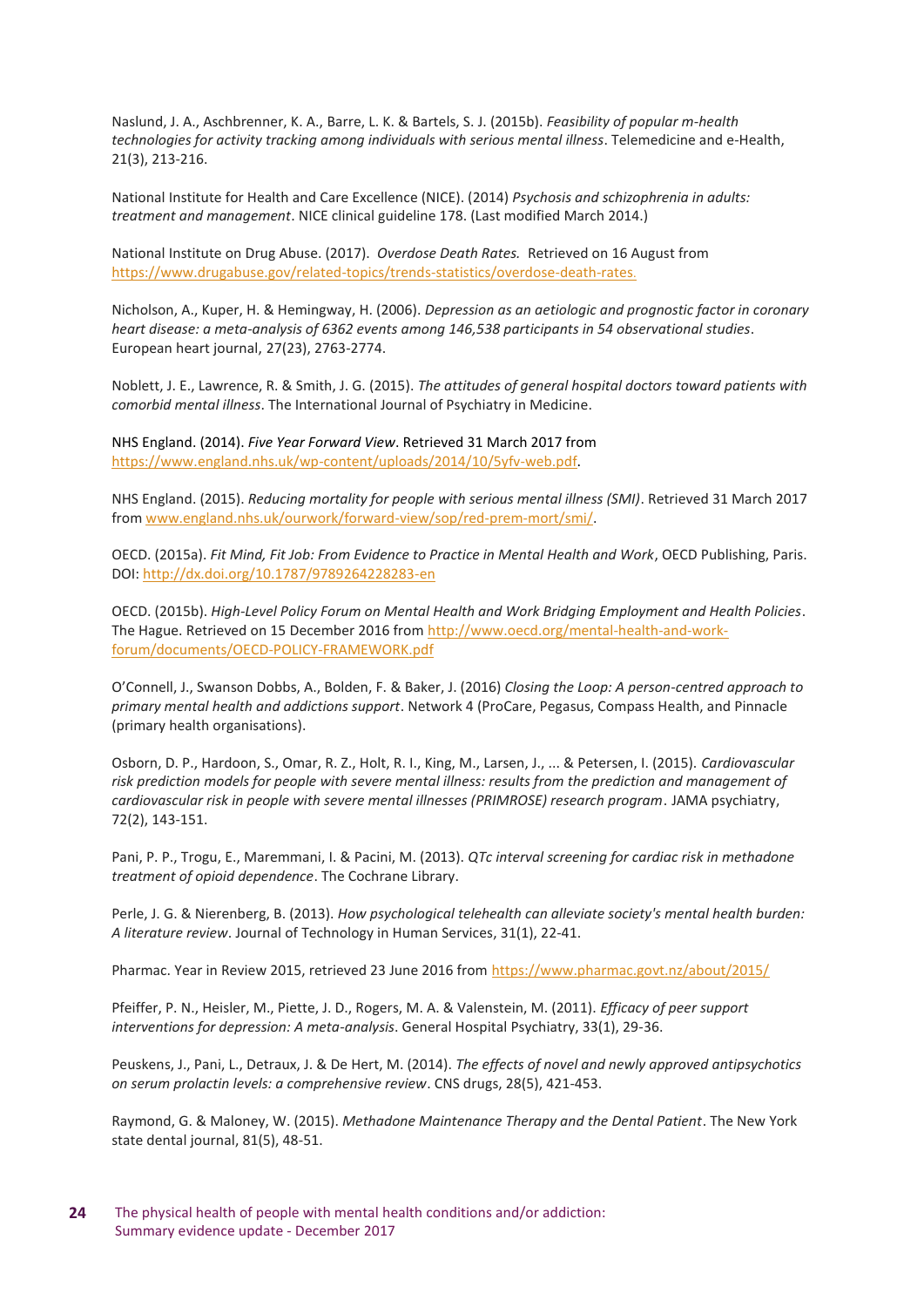Naslund, J. A., Aschbrenner, K. A., Barre, L. K. & Bartels, S. J. (2015b). *Feasibility of popular m-health technologies for activity tracking among individuals with serious mental illness*. Telemedicine and e-Health, 21(3), 213-216.

National Institute for Health and Care Excellence (NICE). (2014) *Psychosis and schizophrenia in adults: treatment and management*. NICE clinical guideline 178. (Last modified March 2014.)

National Institute on Drug Abuse. (2017). *Overdose Death Rates.* Retrieved on 16 August from https://www.drugabuse.gov/related-topics/trends-statistics/overdose-death-rates.

Nicholson, A., Kuper, H. & Hemingway, H. (2006). *Depression as an aetiologic and prognostic factor in coronary heart disease: a meta-analysis of 6362 events among 146,538 participants in 54 observational studies*. European heart journal, 27(23), 2763-2774.

Noblett, J. E., Lawrence, R. & Smith, J. G. (2015). *The attitudes of general hospital doctors toward patients with comorbid mental illness*. The International Journal of Psychiatry in Medicine.

NHS England. (2014). *Five Year Forward View*. Retrieved 31 March 2017 from https://www.england.nhs.uk/wp-content/uploads/2014/10/5yfv-web.pdf.

NHS England. (2015). *Reducing mortality for people with serious mental illness (SMI)*. Retrieved 31 March 2017 from www.england.nhs.uk/ourwork/forward-view/sop/red-prem-mort/smi/.

OECD. (2015a). *Fit Mind, Fit Job: From Evidence to Practice in Mental Health and Work*, OECD Publishing, Paris. DOI: http://dx.doi.org/10.1787/9789264228283-en

OECD. (2015b). *High-Level Policy Forum on Mental Health and Work Bridging Employment and Health Policies*. The Hague. Retrieved on 15 December 2016 from http://www.oecd.org/mental-health-and-work-forum/documents/OECD-POLICY-FRAMEWORK.pdf

O'Connell, J., Swanson Dobbs, A., Bolden, F. & Baker, J. (2016) *Closing the Loop: A person-centred approach to primary mental health and addictions support*. Network 4 (ProCare, Pegasus, Compass Health, and Pinnacle (primary health organisations).

Osborn, D. P., Hardoon, S., Omar, R. Z., Holt, R. I., King, M., Larsen, J., ... & Petersen, I. (2015). *Cardiovascular risk prediction models for people with severe mental illness: results from the prediction and management of cardiovascular risk in people with severe mental illnesses (PRIMROSE) research program*. JAMA psychiatry, 72(2), 143-151.

Pani, P. P., Trogu, E., Maremmani, I. & Pacini, M. (2013). *QTc interval screening for cardiac risk in methadone treatment of opioid dependence*. The Cochrane Library.

Perle, J. G. & Nierenberg, B. (2013). *How psychological telehealth can alleviate society's mental health burden: A literature review*. Journal of Technology in Human Services, 31(1), 22-41.

Pharmac. Year in Review 2015, retrieved 23 June 2016 from https://www.pharmac.govt.nz/about/2015/

Pfeiffer, P. N., Heisler, M., Piette, J. D., Rogers, M. A. & Valenstein, M. (2011). *Efficacy of peer support interventions for depression: A meta-analysis*. General Hospital Psychiatry, 33(1), 29-36.

Peuskens, J., Pani, L., Detraux, J. & De Hert, M. (2014). *The effects of novel and newly approved antipsychotics on serum prolactin levels: a comprehensive review*. CNS drugs, 28(5), 421-453.

Raymond, G. & Maloney, W. (2015). *Methadone Maintenance Therapy and the Dental Patient*. The New York state dental journal, 81(5), 48-51.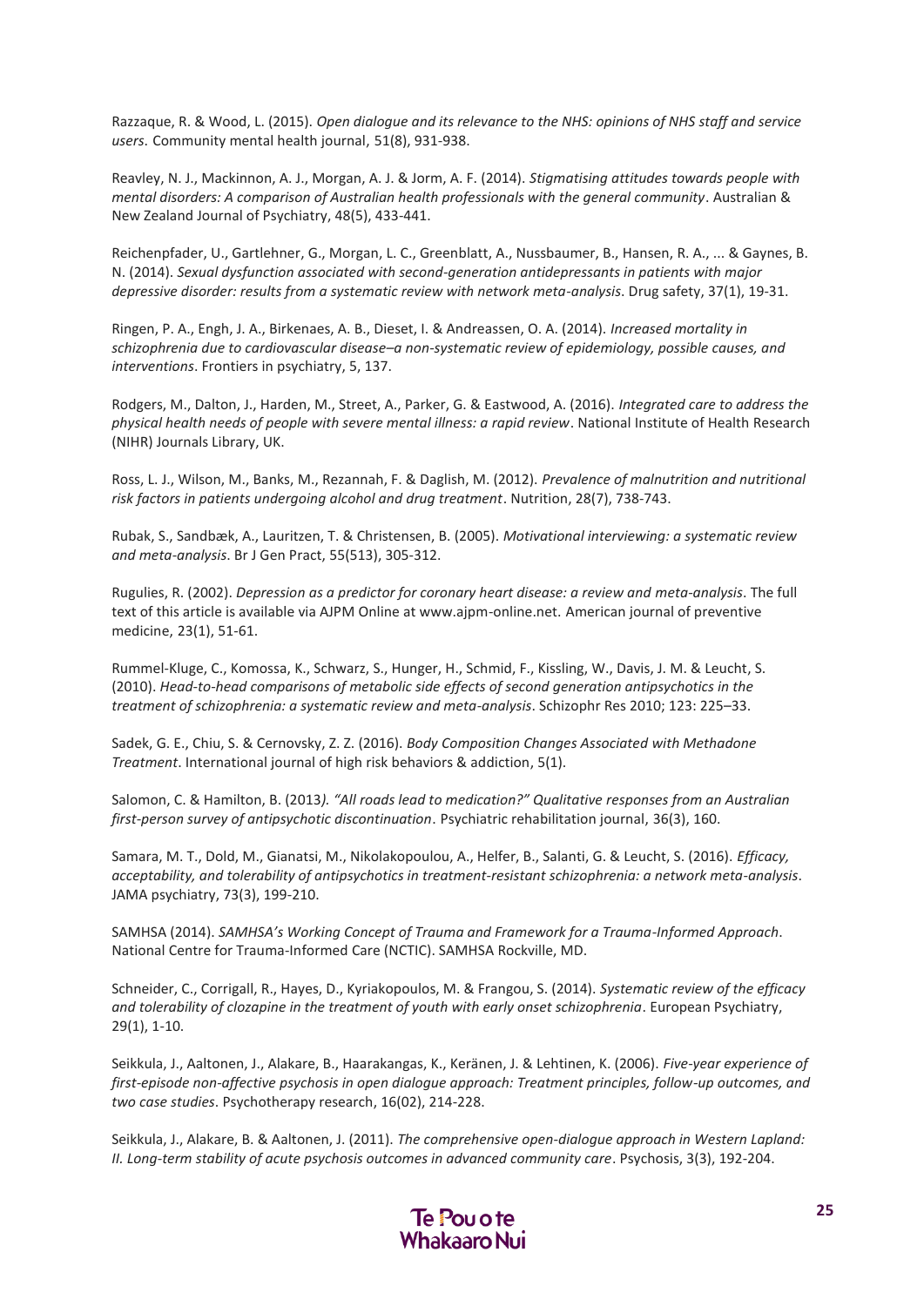Razzaque, R. & Wood, L. (2015). *Open dialogue and its relevance to the NHS: opinions of NHS staff and service users.* Community mental health journal, 51(8), 931-938.

Reavley, N. J., Mackinnon, A. J., Morgan, A. J. & Jorm, A. F. (2014). *Stigmatising attitudes towards people with mental disorders: A comparison of Australian health professionals with the general community*. Australian & New Zealand Journal of Psychiatry, 48(5), 433-441.

Reichenpfader, U., Gartlehner, G., Morgan, L. C., Greenblatt, A., Nussbaumer, B., Hansen, R. A., ... & Gaynes, B. N. (2014). *Sexual dysfunction associated with second-generation antidepressants in patients with major depressive disorder: results from a systematic review with network meta-analysis*. Drug safety, 37(1), 19-31.

Ringen, P. A., Engh, J. A., Birkenaes, A. B., Dieset, I. & Andreassen, O. A. (2014). *Increased mortality in schizophrenia due to cardiovascular disease–a non-systematic review of epidemiology, possible causes, and interventions*. Frontiers in psychiatry, 5, 137.

Rodgers, M., Dalton, J., Harden, M., Street, A., Parker, G. & Eastwood, A. (2016). *Integrated care to address the physical health needs of people with severe mental illness: a rapid review*. National Institute of Health Research (NIHR) Journals Library, UK.

Ross, L. J., Wilson, M., Banks, M., Rezannah, F. & Daglish, M. (2012). *Prevalence of malnutrition and nutritional risk factors in patients undergoing alcohol and drug treatment*. Nutrition, 28(7), 738-743.

Rubak, S., Sandbæk, A., Lauritzen, T. & Christensen, B. (2005). *Motivational interviewing: a systematic review and meta-analysis*. Br J Gen Pract, 55(513), 305-312.

Rugulies, R. (2002). *Depression as a predictor for coronary heart disease: a review and meta-analysis*. The full text of this article is available via AJPM Online at www.ajpm-online.net. American journal of preventive medicine, 23(1), 51-61.

Rummel-Kluge, C., Komossa, K., Schwarz, S., Hunger, H., Schmid, F., Kissling, W., Davis, J. M. & Leucht, S. (2010). *Head-to-head comparisons of metabolic side effects of second generation antipsychotics in the treatment of schizophrenia: a systematic review and meta-analysis*. Schizophr Res 2010; 123: 225–33.

Sadek, G. E., Chiu, S. & Cernovsky, Z. Z. (2016). *Body Composition Changes Associated with Methadone Treatment*. International journal of high risk behaviors & addiction, 5(1).

Salomon, C. & Hamilton, B. (2013*). "All roads lead to medication?" Qualitative responses from an Australian first-person survey of antipsychotic discontinuation*. Psychiatric rehabilitation journal, 36(3), 160.

Samara, M. T., Dold, M., Gianatsi, M., Nikolakopoulou, A., Helfer, B., Salanti, G. & Leucht, S. (2016). *Efficacy, acceptability, and tolerability of antipsychotics in treatment-resistant schizophrenia: a network meta-analysis*. JAMA psychiatry, 73(3), 199-210.

SAMHSA (2014). *SAMHSA's Working Concept of Trauma and Framework for a Trauma-Informed Approach*. National Centre for Trauma-Informed Care (NCTIC). SAMHSA Rockville, MD.

Schneider, C., Corrigall, R., Hayes, D., Kyriakopoulos, M. & Frangou, S. (2014). *Systematic review of the efficacy and tolerability of clozapine in the treatment of youth with early onset schizophrenia*. European Psychiatry, 29(1), 1-10.

Seikkula, J., Aaltonen, J., Alakare, B., Haarakangas, K., Keränen, J. & Lehtinen, K. (2006). *Five-year experience of first-episode non-affective psychosis in open dialogue approach: Treatment principles, follow-up outcomes, and two case studies*. Psychotherapy research, 16(02), 214-228.

Seikkula, J., Alakare, B. & Aaltonen, J. (2011). *The comprehensive open-dialogue approach in Western Lapland: II. Long-term stability of acute psychosis outcomes in advanced community care*. Psychosis, 3(3), 192-204.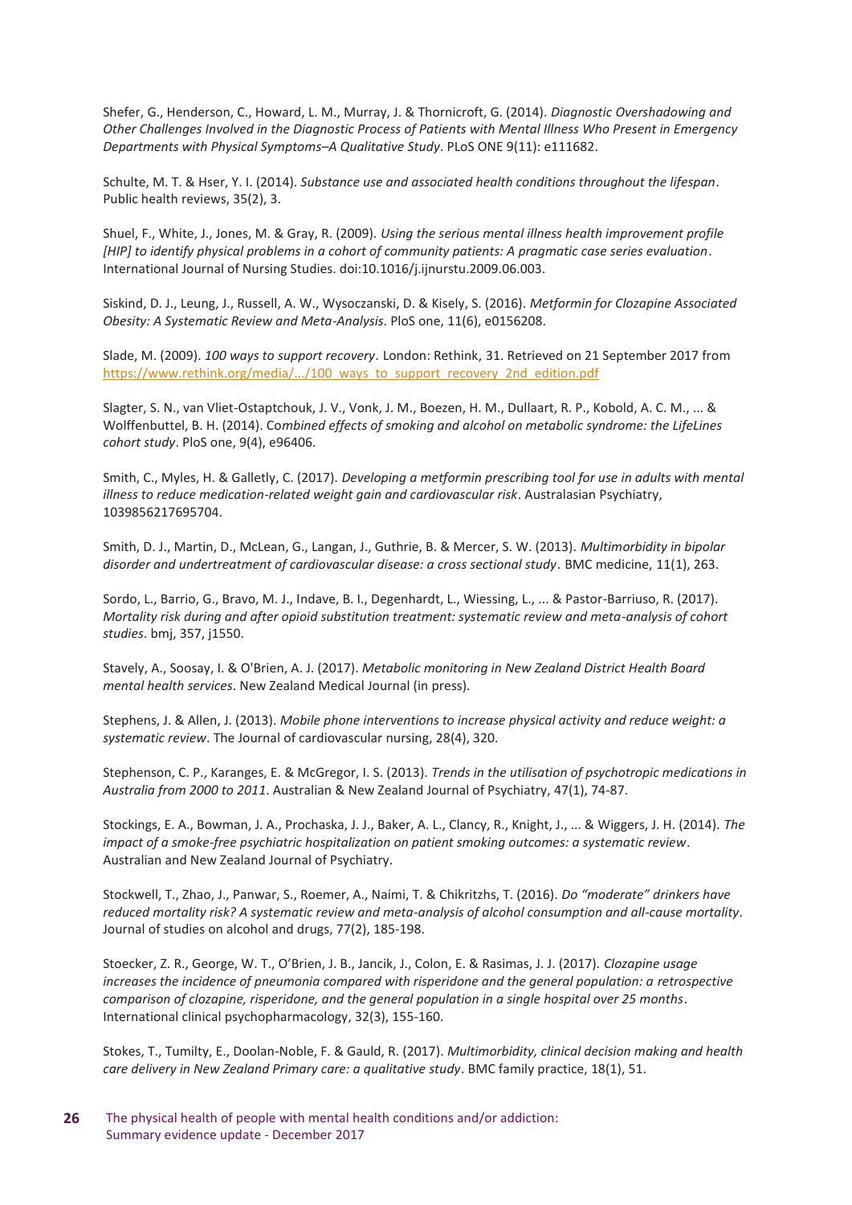Shefer, G., Henderson, C., Howard, L. M., Murray, J. & Thornicroft, G. (2014). *Diagnostic Overshadowing and Other Challenges Involved in the Diagnostic Process of Patients with Mental Illness Who Present in Emergency Departments with Physical Symptoms–A Qualitative Study*. PLoS ONE 9(11): e111682.

Schulte, M. T. & Hser, Y. I. (2014). *Substance use and associated health conditions throughout the lifespan*. Public health reviews, 35(2), 3.

Shuel, F., White, J., Jones, M. & Gray, R. (2009). *Using the serious mental illness health improvement profile [HIP] to identify physical problems in a cohort of community patients: A pragmatic case series evaluation*. International Journal of Nursing Studies. doi:10.1016/j.ijnurstu.2009.06.003.

Siskind, D. J., Leung, J., Russell, A. W., Wysoczanski, D. & Kisely, S. (2016). *Metformin for Clozapine Associated Obesity: A Systematic Review and Meta-Analysis*. PloS one, 11(6), e0156208.

Slade, M. (2009). *100 ways to support recovery*. London: Rethink, 31. Retrieved on 21 September 2017 from https://www.rethink.org/media/.../100_ways_to_support_recovery_2nd_edition.pdf

Slagter, S. N., van Vliet-Ostaptchouk, J. V., Vonk, J. M., Boezen, H. M., Dullaart, R. P., Kobold, A. C. M., ... & Wolffenbuttel, B. H. (2014). C*ombined effects of smoking and alcohol on metabolic syndrome: the LifeLines cohort study*. PloS one, 9(4), e96406.

Smith, C., Myles, H. & Galletly, C. (2017). *Developing a metformin prescribing tool for use in adults with mental illness to reduce medication-related weight gain and cardiovascular risk*. Australasian Psychiatry, 1039856217695704.

Smith, D. J., Martin, D., McLean, G., Langan, J., Guthrie, B. & Mercer, S. W. (2013). *Multimorbidity in bipolar disorder and undertreatment of cardiovascular disease: a cross sectional study*. BMC medicine, 11(1), 263.

Sordo, L., Barrio, G., Bravo, M. J., Indave, B. I., Degenhardt, L., Wiessing, L., ... & Pastor-Barriuso, R. (2017). *Mortality risk during and after opioid substitution treatment: systematic review and meta-analysis of cohort studies*. bmj, 357, j1550.

Stavely, A., Soosay, I. & O'Brien, A. J. (2017). *Metabolic monitoring in New Zealand District Health Board mental health services*. New Zealand Medical Journal (in press).

Stephens, J. & Allen, J. (2013). *Mobile phone interventions to increase physical activity and reduce weight: a systematic review*. The Journal of cardiovascular nursing, 28(4), 320.

Stephenson, C. P., Karanges, E. & McGregor, I. S. (2013). *Trends in the utilisation of psychotropic medications in Australia from 2000 to 2011*. Australian & New Zealand Journal of Psychiatry, 47(1), 74-87.

Stockings, E. A., Bowman, J. A., Prochaska, J. J., Baker, A. L., Clancy, R., Knight, J., ... & Wiggers, J. H. (2014). *The impact of a smoke-free psychiatric hospitalization on patient smoking outcomes: a systematic review*. Australian and New Zealand Journal of Psychiatry.

Stockwell, T., Zhao, J., Panwar, S., Roemer, A., Naimi, T. & Chikritzhs, T. (2016). *Do "moderate" drinkers have reduced mortality risk? A systematic review and meta-analysis of alcohol consumption and all-cause mortality*. Journal of studies on alcohol and drugs, 77(2), 185-198.

Stoecker, Z. R., George, W. T., O'Brien, J. B., Jancik, J., Colon, E. & Rasimas, J. J. (2017). *Clozapine usage increases the incidence of pneumonia compared with risperidone and the general population: a retrospective comparison of clozapine, risperidone, and the general population in a single hospital over 25 months*. International clinical psychopharmacology, 32(3), 155-160.

Stokes, T., Tumilty, E., Doolan-Noble, F. & Gauld, R. (2017). *Multimorbidity, clinical decision making and health care delivery in New Zealand Primary care: a qualitative study*. BMC family practice, 18(1), 51.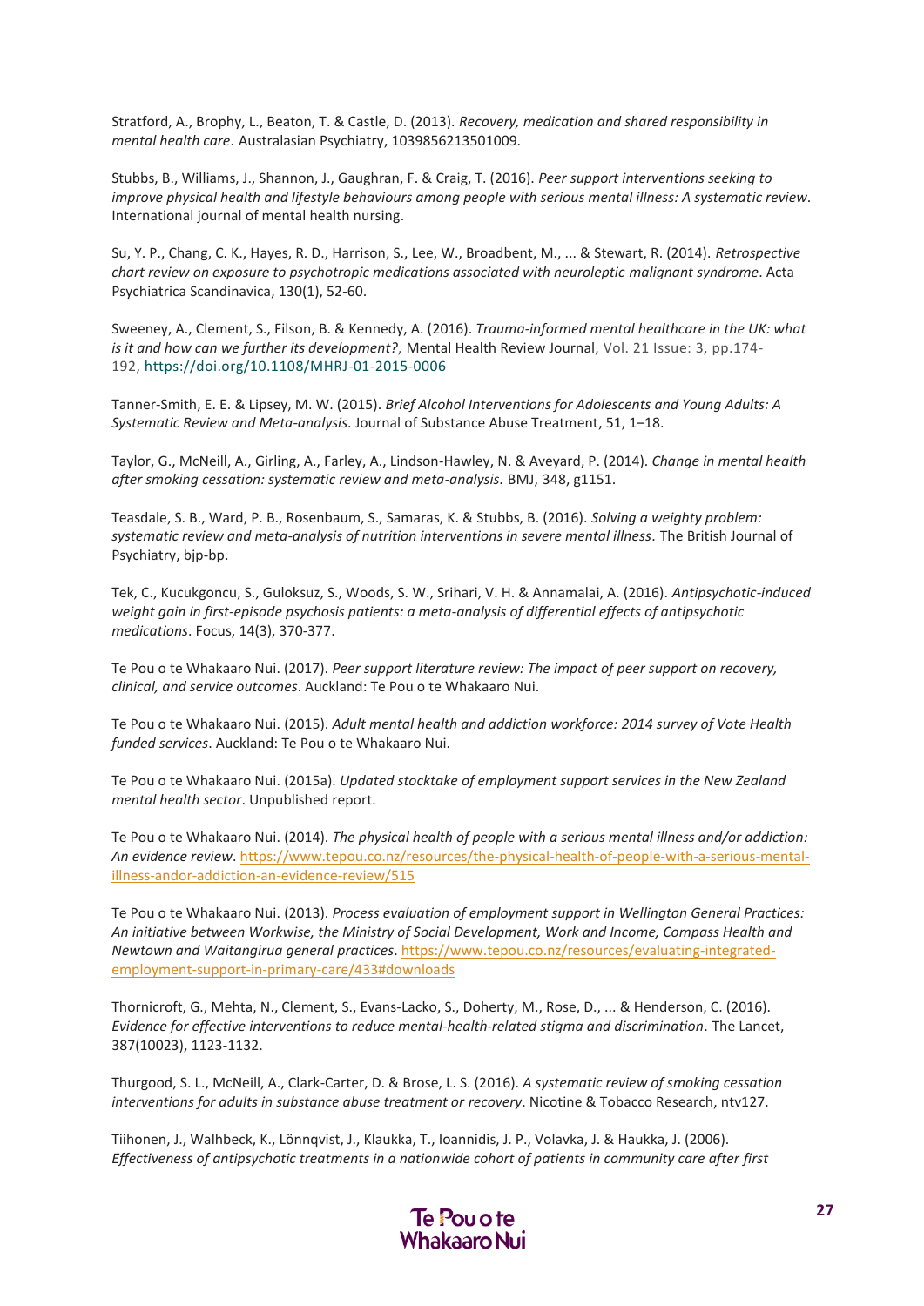Stratford, A., Brophy, L., Beaton, T. & Castle, D. (2013). *Recovery, medication and shared responsibility in mental health care*. Australasian Psychiatry, 1039856213501009.

Stubbs, B., Williams, J., Shannon, J., Gaughran, F. & Craig, T. (2016). *Peer support interventions seeking to improve physical health and lifestyle behaviours among people with serious mental illness: A systematic review*. International journal of mental health nursing.

Su, Y. P., Chang, C. K., Hayes, R. D., Harrison, S., Lee, W., Broadbent, M., ... & Stewart, R. (2014). *Retrospective chart review on exposure to psychotropic medications associated with neuroleptic malignant syndrome*. Acta Psychiatrica Scandinavica, 130(1), 52-60.

Sweeney, A., Clement, S., Filson, B. & Kennedy, A. (2016). *Trauma-informed mental healthcare in the UK: what is it and how can we further its development?*, Mental Health Review Journal, Vol. 21 Issue: 3, pp.174-192, https://doi.org/10.1108/MHRJ-01-2015-0006

Tanner-Smith, E. E. & Lipsey, M. W. (2015). *Brief Alcohol Interventions for Adolescents and Young Adults: A Systematic Review and Meta-analysis*. Journal of Substance Abuse Treatment, 51, 1–18.

Taylor, G., McNeill, A., Girling, A., Farley, A., Lindson-Hawley, N. & Aveyard, P. (2014). *Change in mental health after smoking cessation: systematic review and meta-analysis*. BMJ, 348, g1151.

Teasdale, S. B., Ward, P. B., Rosenbaum, S., Samaras, K. & Stubbs, B. (2016). *Solving a weighty problem: systematic review and meta-analysis of nutrition interventions in severe mental illness*. The British Journal of Psychiatry, bjp-bp.

Tek, C., Kucukgoncu, S., Guloksuz, S., Woods, S. W., Srihari, V. H. & Annamalai, A. (2016). *Antipsychotic-induced weight gain in first-episode psychosis patients: a meta-analysis of differential effects of antipsychotic medications*. Focus, 14(3), 370-377.

Te Pou o te Whakaaro Nui. (2017). *Peer support literature review: The impact of peer support on recovery, clinical, and service outcomes*. Auckland: Te Pou o te Whakaaro Nui.

Te Pou o te Whakaaro Nui. (2015). *Adult mental health and addiction workforce: 2014 survey of Vote Health funded services*. Auckland: Te Pou o te Whakaaro Nui.

Te Pou o te Whakaaro Nui. (2015a). *Updated stocktake of employment support services in the New Zealand mental health sector*. Unpublished report.

Te Pou o te Whakaaro Nui. (2014). *The physical health of people with a serious mental illness and/or addiction: An evidence review*. https://www.tepou.co.nz/resources/the-physical-health-of-people-with-a-serious-mental-illness-andor-addiction-an-evidence-review/515

Te Pou o te Whakaaro Nui. (2013). *Process evaluation of employment support in Wellington General Practices: An initiative between Workwise, the Ministry of Social Development, Work and Income, Compass Health and Newtown and Waitangirua general practices*. https://www.tepou.co.nz/resources/evaluating-integrated-employment-support-in-primary-care/433#downloads

Thornicroft, G., Mehta, N., Clement, S., Evans-Lacko, S., Doherty, M., Rose, D., ... & Henderson, C. (2016). *Evidence for effective interventions to reduce mental-health-related stigma and discrimination*. The Lancet, 387(10023), 1123-1132.

Thurgood, S. L., McNeill, A., Clark-Carter, D. & Brose, L. S. (2016). *A systematic review of smoking cessation interventions for adults in substance abuse treatment or recovery*. Nicotine & Tobacco Research, ntv127.

Tiihonen, J., Walhbeck, K., Lönnqvist, J., Klaukka, T., Ioannidis, J. P., Volavka, J. & Haukka, J. (2006). *Effectiveness of antipsychotic treatments in a nationwide cohort of patients in community care after first*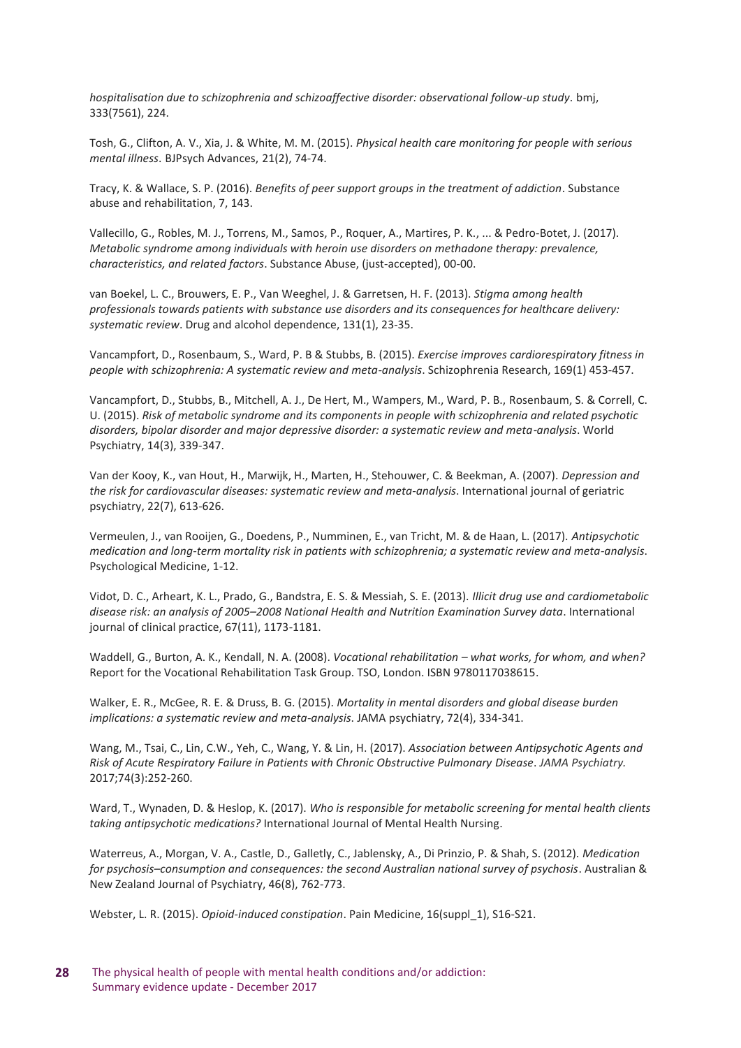*hospitalisation due to schizophrenia and schizoaffective disorder: observational follow-up study*. bmj, 333(7561), 224.

Tosh, G., Clifton, A. V., Xia, J. & White, M. M. (2015). *Physical health care monitoring for people with serious mental illness*. BJPsych Advances, 21(2), 74-74.

Tracy, K. & Wallace, S. P. (2016). *Benefits of peer support groups in the treatment of addiction*. Substance abuse and rehabilitation, 7, 143.

Vallecillo, G., Robles, M. J., Torrens, M., Samos, P., Roquer, A., Martires, P. K., ... & Pedro-Botet, J. (2017). *Metabolic syndrome among individuals with heroin use disorders on methadone therapy: prevalence, characteristics, and related factors*. Substance Abuse, (just-accepted), 00-00.

van Boekel, L. C., Brouwers, E. P., Van Weeghel, J. & Garretsen, H. F. (2013). *Stigma among health professionals towards patients with substance use disorders and its consequences for healthcare delivery: systematic review*. Drug and alcohol dependence, 131(1), 23-35.

Vancampfort, D., Rosenbaum, S., Ward, P. B & Stubbs, B. (2015). *Exercise improves cardiorespiratory fitness in people with schizophrenia: A systematic review and meta-analysis*. Schizophrenia Research, 169(1) 453-457.

Vancampfort, D., Stubbs, B., Mitchell, A. J., De Hert, M., Wampers, M., Ward, P. B., Rosenbaum, S. & Correll, C. U. (2015). *Risk of metabolic syndrome and its components in people with schizophrenia and related psychotic disorders, bipolar disorder and major depressive disorder: a systematic review and meta-analysis*. World Psychiatry, 14(3), 339-347.

Van der Kooy, K., van Hout, H., Marwijk, H., Marten, H., Stehouwer, C. & Beekman, A. (2007). *Depression and the risk for cardiovascular diseases: systematic review and meta-analysis*. International journal of geriatric psychiatry, 22(7), 613-626.

Vermeulen, J., van Rooijen, G., Doedens, P., Numminen, E., van Tricht, M. & de Haan, L. (2017). *Antipsychotic medication and long-term mortality risk in patients with schizophrenia; a systematic review and meta-analysis*. Psychological Medicine, 1-12.

Vidot, D. C., Arheart, K. L., Prado, G., Bandstra, E. S. & Messiah, S. E. (2013). *Illicit drug use and cardiometabolic disease risk: an analysis of 2005–2008 National Health and Nutrition Examination Survey data*. International journal of clinical practice, 67(11), 1173-1181.

Waddell, G., Burton, A. K., Kendall, N. A. (2008). *Vocational rehabilitation – what works, for whom, and when?* Report for the Vocational Rehabilitation Task Group. TSO, London. ISBN 9780117038615.

Walker, E. R., McGee, R. E. & Druss, B. G. (2015). *Mortality in mental disorders and global disease burden implications: a systematic review and meta-analysis*. JAMA psychiatry, 72(4), 334-341.

Wang, M., Tsai, C., Lin, C.W., Yeh, C., Wang, Y. & Lin, H. (2017). *Association between Antipsychotic Agents and Risk of Acute Respiratory Failure in Patients with Chronic Obstructive Pulmonary Disease*. *JAMA Psychiatry.* 2017;74(3):252-260.

Ward, T., Wynaden, D. & Heslop, K. (2017). *Who is responsible for metabolic screening for mental health clients taking antipsychotic medications?* International Journal of Mental Health Nursing.

Waterreus, A., Morgan, V. A., Castle, D., Galletly, C., Jablensky, A., Di Prinzio, P. & Shah, S. (2012). *Medication for psychosis–consumption and consequences: the second Australian national survey of psychosis*. Australian & New Zealand Journal of Psychiatry, 46(8), 762-773.

Webster, L. R. (2015). *Opioid-induced constipation*. Pain Medicine, 16(suppl_1), S16-S21.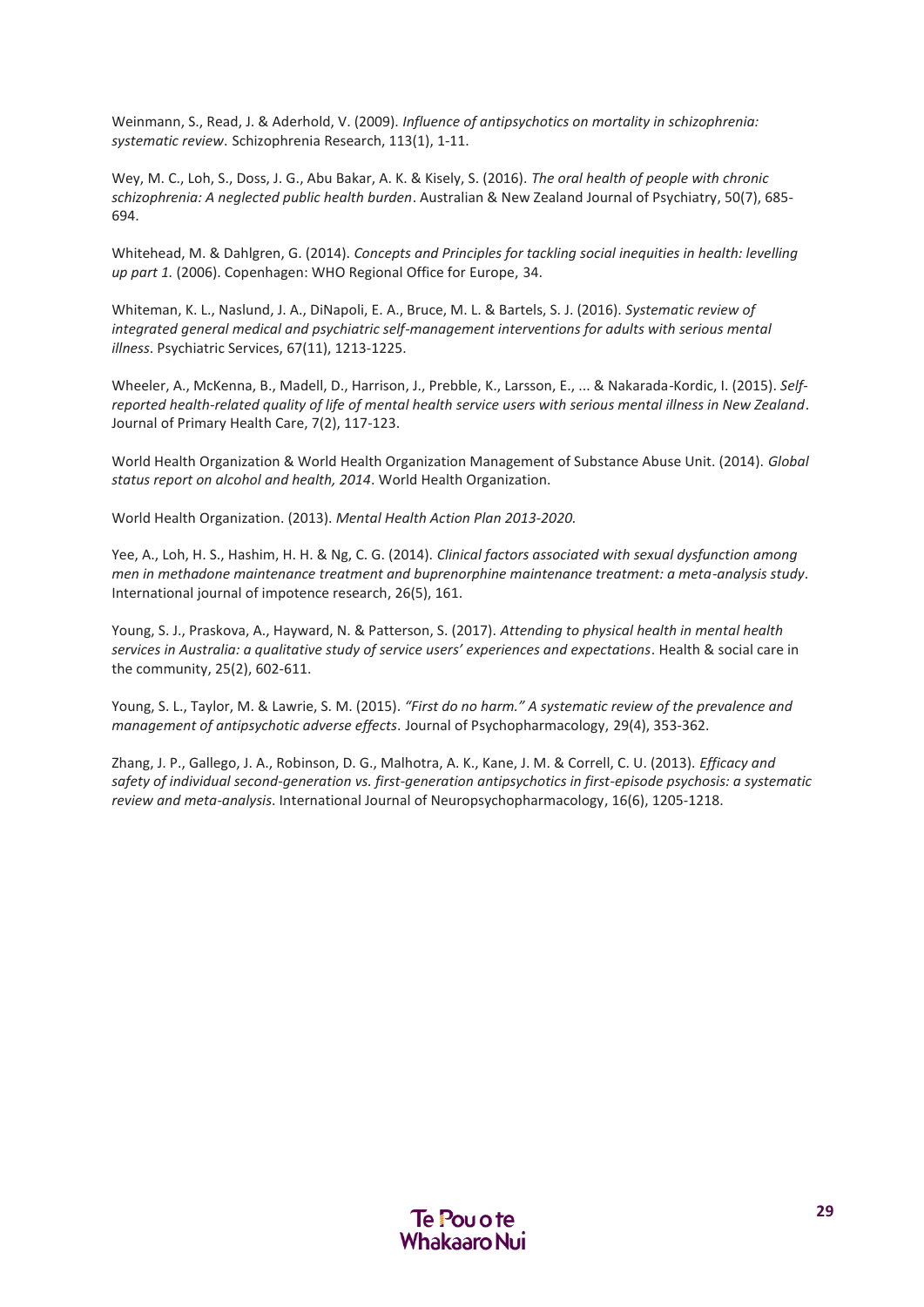Weinmann, S., Read, J. & Aderhold, V. (2009). *Influence of antipsychotics on mortality in schizophrenia: systematic review*. Schizophrenia Research, 113(1), 1-11.

Wey, M. C., Loh, S., Doss, J. G., Abu Bakar, A. K. & Kisely, S. (2016). *The oral health of people with chronic schizophrenia: A neglected public health burden*. Australian & New Zealand Journal of Psychiatry, 50(7), 685-694.

Whitehead, M. & Dahlgren, G. (2014). *Concepts and Principles for tackling social inequities in health: levelling up part 1.* (2006). Copenhagen: WHO Regional Office for Europe, 34.

Whiteman, K. L., Naslund, J. A., DiNapoli, E. A., Bruce, M. L. & Bartels, S. J. (2016). *Systematic review of integrated general medical and psychiatric self-management interventions for adults with serious mental illness*. Psychiatric Services, 67(11), 1213-1225.

Wheeler, A., McKenna, B., Madell, D., Harrison, J., Prebble, K., Larsson, E., ... & Nakarada-Kordic, I. (2015). *Self-reported health-related quality of life of mental health service users with serious mental illness in New Zealand*. Journal of Primary Health Care, 7(2), 117-123.

World Health Organization & World Health Organization Management of Substance Abuse Unit. (2014). *Global status report on alcohol and health, 2014*. World Health Organization.

World Health Organization. (2013). *Mental Health Action Plan 2013-2020.*

Yee, A., Loh, H. S., Hashim, H. H. & Ng, C. G. (2014). *Clinical factors associated with sexual dysfunction among men in methadone maintenance treatment and buprenorphine maintenance treatment: a meta-analysis study*. International journal of impotence research, 26(5), 161.

Young, S. J., Praskova, A., Hayward, N. & Patterson, S. (2017). *Attending to physical health in mental health services in Australia: a qualitative study of service users' experiences and expectations*. Health & social care in the community, 25(2), 602-611.

Young, S. L., Taylor, M. & Lawrie, S. M. (2015). *"First do no harm." A systematic review of the prevalence and management of antipsychotic adverse effects*. Journal of Psychopharmacology, 29(4), 353-362.

Zhang, J. P., Gallego, J. A., Robinson, D. G., Malhotra, A. K., Kane, J. M. & Correll, C. U. (2013). *Efficacy and safety of individual second-generation vs. first-generation antipsychotics in first-episode psychosis: a systematic review and meta-analysis*. International Journal of Neuropsychopharmacology, 16(6), 1205-1218.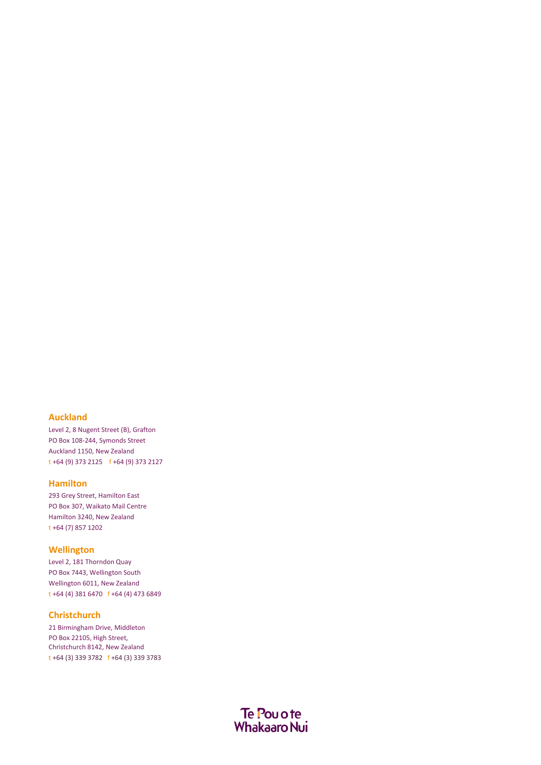## Auckland

Level 2, 8 Nugent Street (B), Grafton
PO Box 108-244, Symonds Street
Auckland 1150, New Zealand
t +64 (9) 373 2125 f +64 (9) 373 2127

## Hamilton

293 Grey Street, Hamilton East
PO Box 307, Waikato Mail Centre
Hamilton 3240, New Zealand
t +64 (7) 857 1202

## Wellington

Level 2, 181 Thorndon Quay
PO Box 7443, Wellington South
Wellington 6011, New Zealand
t +64 (4) 381 6470 f +64 (4) 473 6849

## Christchurch

21 Birmingham Drive, Middleton
PO Box 22105, High Street,
Christchurch 8142, New Zealand
t +64 (3) 339 3782 f +64 (3) 339 3783

Te Pou o te Whakaaro Nui